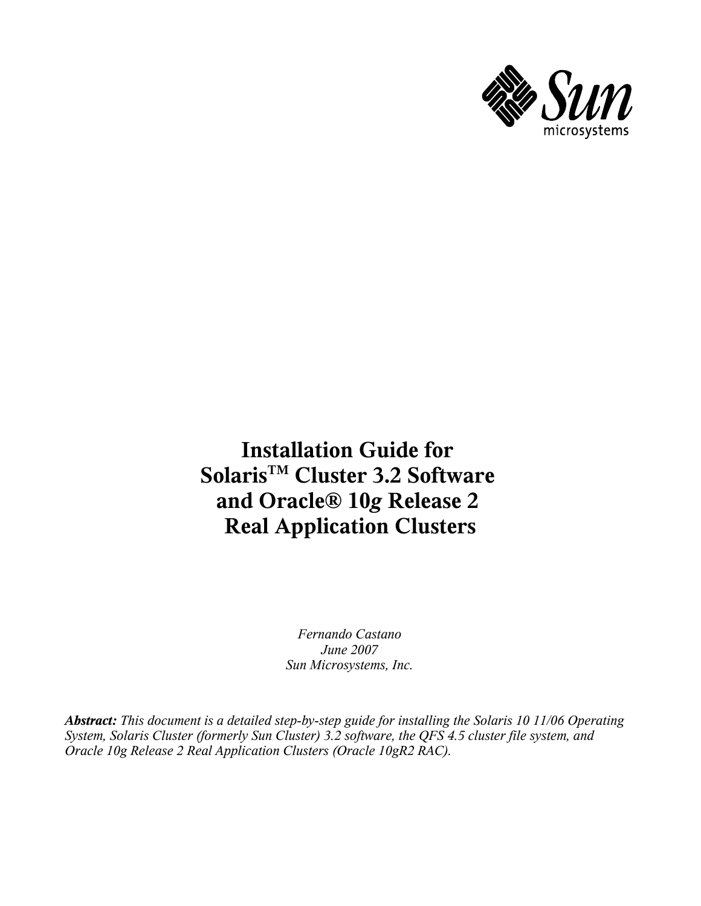# Installation Guide for Solaris™ Cluster 3.2 Software and Oracle® 10*g* Release 2 Real Application Clusters

*Fernando Castano*
*June 2007*
*Sun Microsystems, Inc.*

***Abstract:*** *This document is a detailed step-by-step guide for installing the Solaris 10 11/06 Operating System, Solaris Cluster (formerly Sun Cluster) 3.2 software, the QFS 4.5 cluster file system, and Oracle 10g Release 2 Real Application Clusters (Oracle 10gR2 RAC).*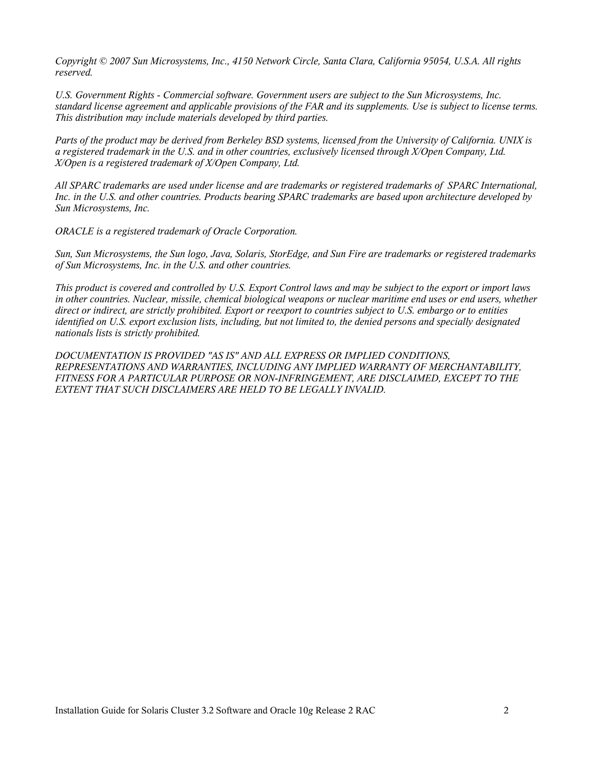*Copyright © 2007 Sun Microsystems, Inc., 4150 Network Circle, Santa Clara, California 95054, U.S.A. All rights reserved.*

*U.S. Government Rights - Commercial software. Government users are subject to the Sun Microsystems, Inc. standard license agreement and applicable provisions of the FAR and its supplements. Use is subject to license terms. This distribution may include materials developed by third parties.*

*Parts of the product may be derived from Berkeley BSD systems, licensed from the University of California. UNIX is a registered trademark in the U.S. and in other countries, exclusively licensed through X/Open Company, Ltd. X/Open is a registered trademark of X/Open Company, Ltd.*

*All SPARC trademarks are used under license and are trademarks or registered trademarks of SPARC International, Inc. in the U.S. and other countries. Products bearing SPARC trademarks are based upon architecture developed by Sun Microsystems, Inc.*

*ORACLE is a registered trademark of Oracle Corporation.*

*Sun, Sun Microsystems, the Sun logo, Java, Solaris, StorEdge, and Sun Fire are trademarks or registered trademarks of Sun Microsystems, Inc. in the U.S. and other countries.*

*This product is covered and controlled by U.S. Export Control laws and may be subject to the export or import laws in other countries. Nuclear, missile, chemical biological weapons or nuclear maritime end uses or end users, whether direct or indirect, are strictly prohibited. Export or reexport to countries subject to U.S. embargo or to entities identified on U.S. export exclusion lists, including, but not limited to, the denied persons and specially designated nationals lists is strictly prohibited.*

*DOCUMENTATION IS PROVIDED "AS IS" AND ALL EXPRESS OR IMPLIED CONDITIONS, REPRESENTATIONS AND WARRANTIES, INCLUDING ANY IMPLIED WARRANTY OF MERCHANTABILITY, FITNESS FOR A PARTICULAR PURPOSE OR NON-INFRINGEMENT, ARE DISCLAIMED, EXCEPT TO THE EXTENT THAT SUCH DISCLAIMERS ARE HELD TO BE LEGALLY INVALID.*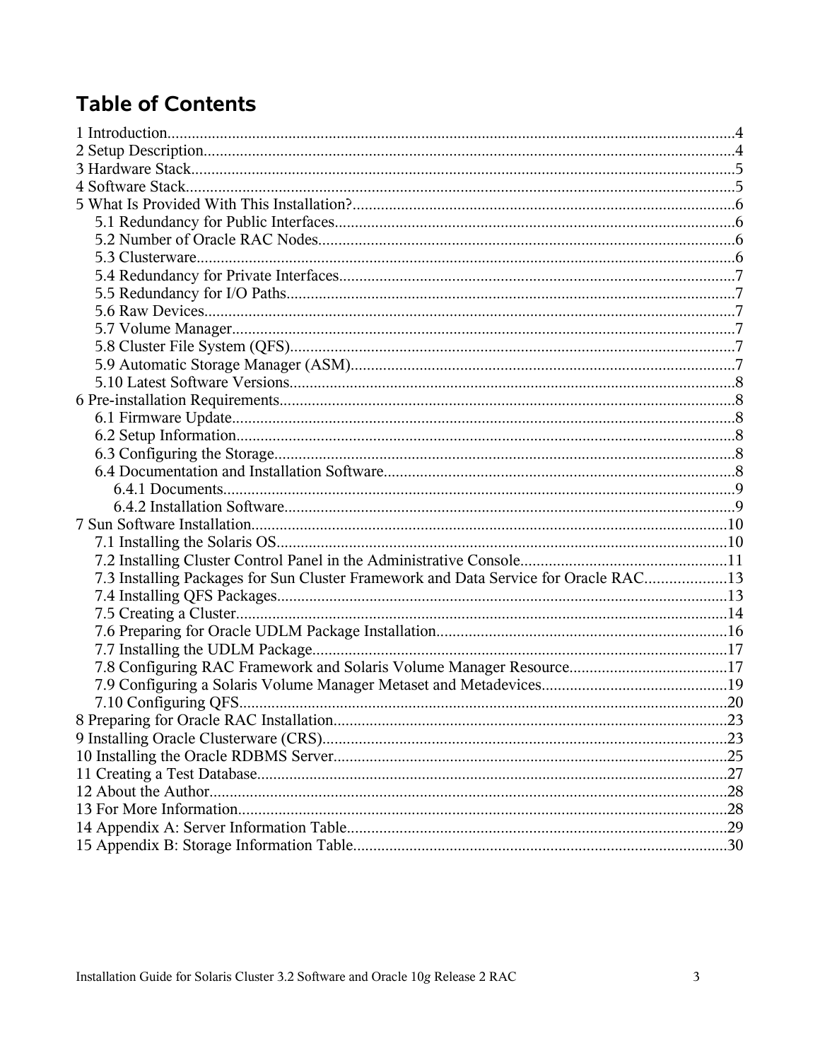# Table of Contents

1 Introduction....................................................................................................................................4
2 Setup Description............................................................................................................................4
3 Hardware Stack...............................................................................................................................5
4 Software Stack.................................................................................................................................5
5 What Is Provided With This Installation?.......................................................................................6
  5.1 Redundancy for Public Interfaces.............................................................................................6
  5.2 Number of Oracle RAC Nodes.................................................................................................6
  5.3 Clusterware...............................................................................................................................6
  5.4 Redundancy for Private Interfaces............................................................................................7
  5.5 Redundancy for I/O Paths.........................................................................................................7
  5.6 Raw Devices..............................................................................................................................7
  5.7 Volume Manager.......................................................................................................................7
  5.8 Cluster File System (QFS).........................................................................................................7
  5.9 Automatic Storage Manager (ASM)..........................................................................................7
  5.10 Latest Software Versions.........................................................................................................8
6 Pre-installation Requirements..........................................................................................................8
  6.1 Firmware Update.......................................................................................................................8
  6.2 Setup Information......................................................................................................................8
  6.3 Configuring the Storage.............................................................................................................8
  6.4 Documentation and Installation Software..................................................................................8
    6.4.1 Documents...........................................................................................................................9
    6.4.2 Installation Software............................................................................................................9
7 Sun Software Installation................................................................................................................10
  7.1 Installing the Solaris OS...........................................................................................................10
  7.2 Installing Cluster Control Panel in the Administrative Console...............................................11
  7.3 Installing Packages for Sun Cluster Framework and Data Service for Oracle RAC..................13
  7.4 Installing QFS Packages...........................................................................................................13
  7.5 Creating a Cluster.....................................................................................................................14
  7.6 Preparing for Oracle UDLM Package Installation....................................................................16
  7.7 Installing the UDLM Package...................................................................................................17
  7.8 Configuring RAC Framework and Solaris Volume Manager Resource.....................................17
  7.9 Configuring a Solaris Volume Manager Metaset and Metadevices............................................19
  7.10 Configuring QFS.....................................................................................................................20
8 Preparing for Oracle RAC Installation.............................................................................................23
9 Installing Oracle Clusterware (CRS).................................................................................................23
10 Installing the Oracle RDBMS Server...............................................................................................25
11 Creating a Test Database..................................................................................................................27
12 About the Author.............................................................................................................................28
13 For More Information......................................................................................................................28
14 Appendix A: Server Information Table............................................................................................29
15 Appendix B: Storage Information Table...........................................................................................30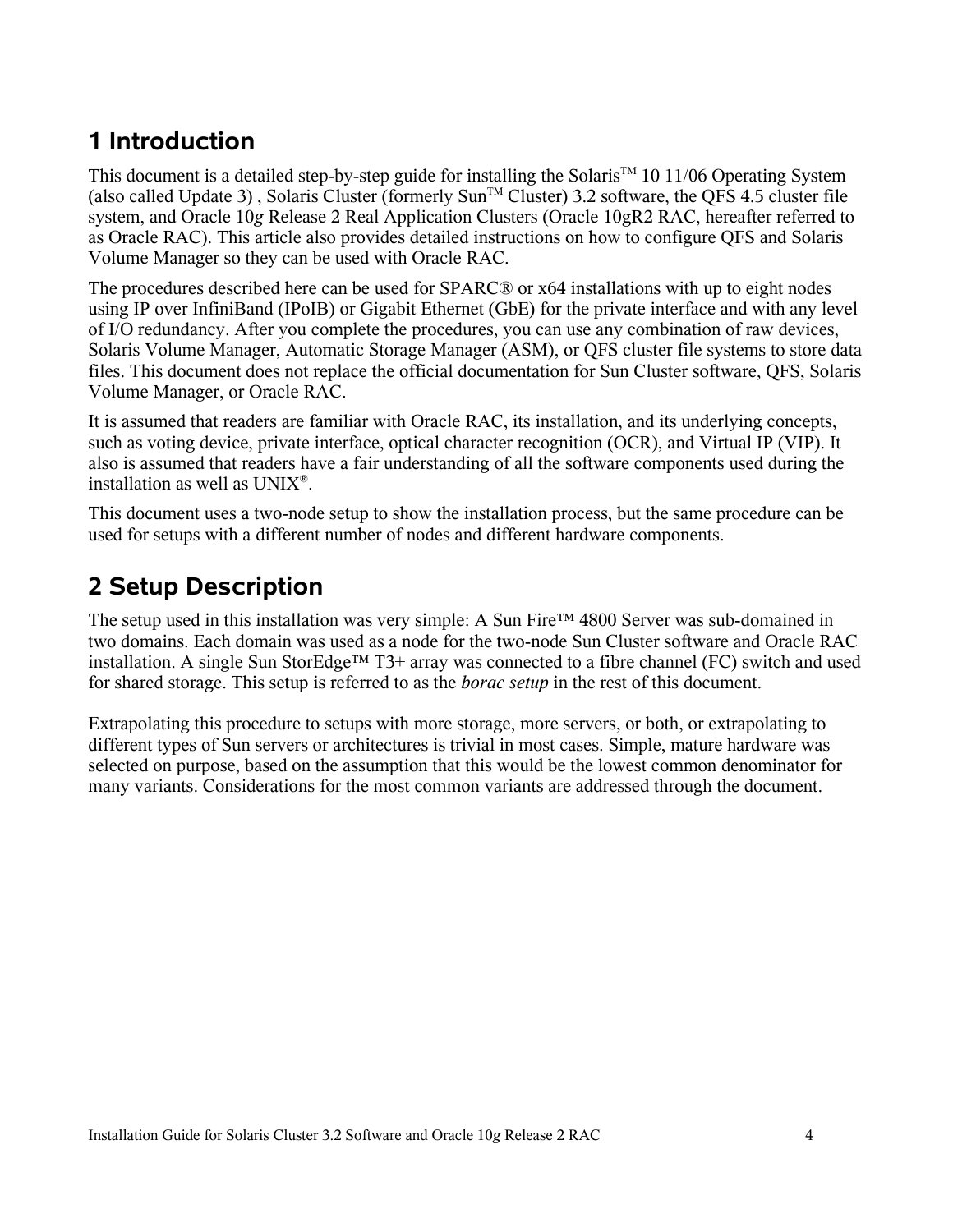# 1 Introduction

This document is a detailed step-by-step guide for installing the Solaris™ 10 11/06 Operating System (also called Update 3) , Solaris Cluster (formerly Sun™ Cluster) 3.2 software, the QFS 4.5 cluster file system, and Oracle 10*g* Release 2 Real Application Clusters (Oracle 10gR2 RAC, hereafter referred to as Oracle RAC). This article also provides detailed instructions on how to configure QFS and Solaris Volume Manager so they can be used with Oracle RAC.

The procedures described here can be used for SPARC® or x64 installations with up to eight nodes using IP over InfiniBand (IPoIB) or Gigabit Ethernet (GbE) for the private interface and with any level of I/O redundancy. After you complete the procedures, you can use any combination of raw devices, Solaris Volume Manager, Automatic Storage Manager (ASM), or QFS cluster file systems to store data files. This document does not replace the official documentation for Sun Cluster software, QFS, Solaris Volume Manager, or Oracle RAC.

It is assumed that readers are familiar with Oracle RAC, its installation, and its underlying concepts, such as voting device, private interface, optical character recognition (OCR), and Virtual IP (VIP). It also is assumed that readers have a fair understanding of all the software components used during the installation as well as UNIX®.

This document uses a two-node setup to show the installation process, but the same procedure can be used for setups with a different number of nodes and different hardware components.

# 2 Setup Description

The setup used in this installation was very simple: A Sun Fire™ 4800 Server was sub-domained in two domains. Each domain was used as a node for the two-node Sun Cluster software and Oracle RAC installation. A single Sun StorEdge™ T3+ array was connected to a fibre channel (FC) switch and used for shared storage. This setup is referred to as the *borac setup* in the rest of this document.

Extrapolating this procedure to setups with more storage, more servers, or both, or extrapolating to different types of Sun servers or architectures is trivial in most cases. Simple, mature hardware was selected on purpose, based on the assumption that this would be the lowest common denominator for many variants. Considerations for the most common variants are addressed through the document.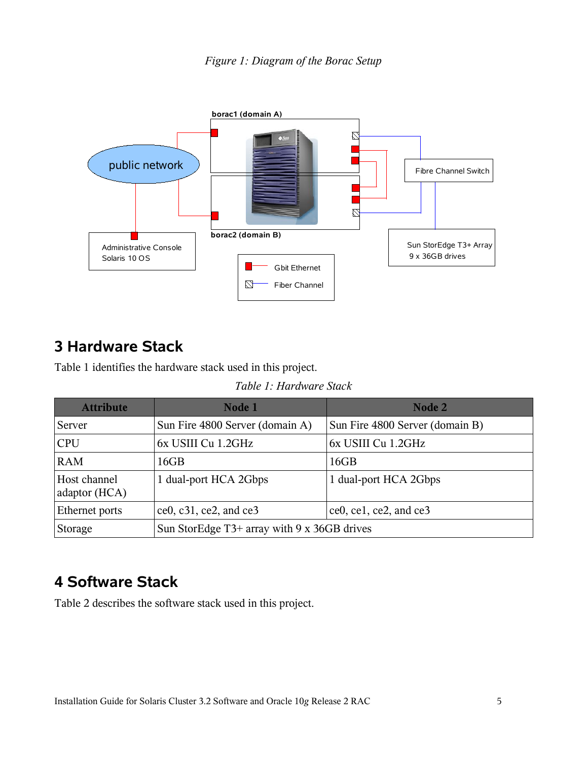*Figure 1: Diagram of the Borac Setup*

## 3 Hardware Stack

Table 1 identifies the hardware stack used in this project.

*Table 1: Hardware Stack*

| Attribute | Node 1 | Node 2 |
|---|---|---|
| Server | Sun Fire 4800 Server (domain A) | Sun Fire 4800 Server (domain B) |
| CPU | 6x USIII Cu 1.2GHz | 6x USIII Cu 1.2GHz |
| RAM | 16GB | 16GB |
| Host channel adaptor (HCA) | 1 dual-port HCA 2Gbps | 1 dual-port HCA 2Gbps |
| Ethernet ports | ce0, c31, ce2, and ce3 | ce0, ce1, ce2, and ce3 |
| Storage | Sun StorEdge T3+ array with 9 x 36GB drives | |

## 4 Software Stack

Table 2 describes the software stack used in this project.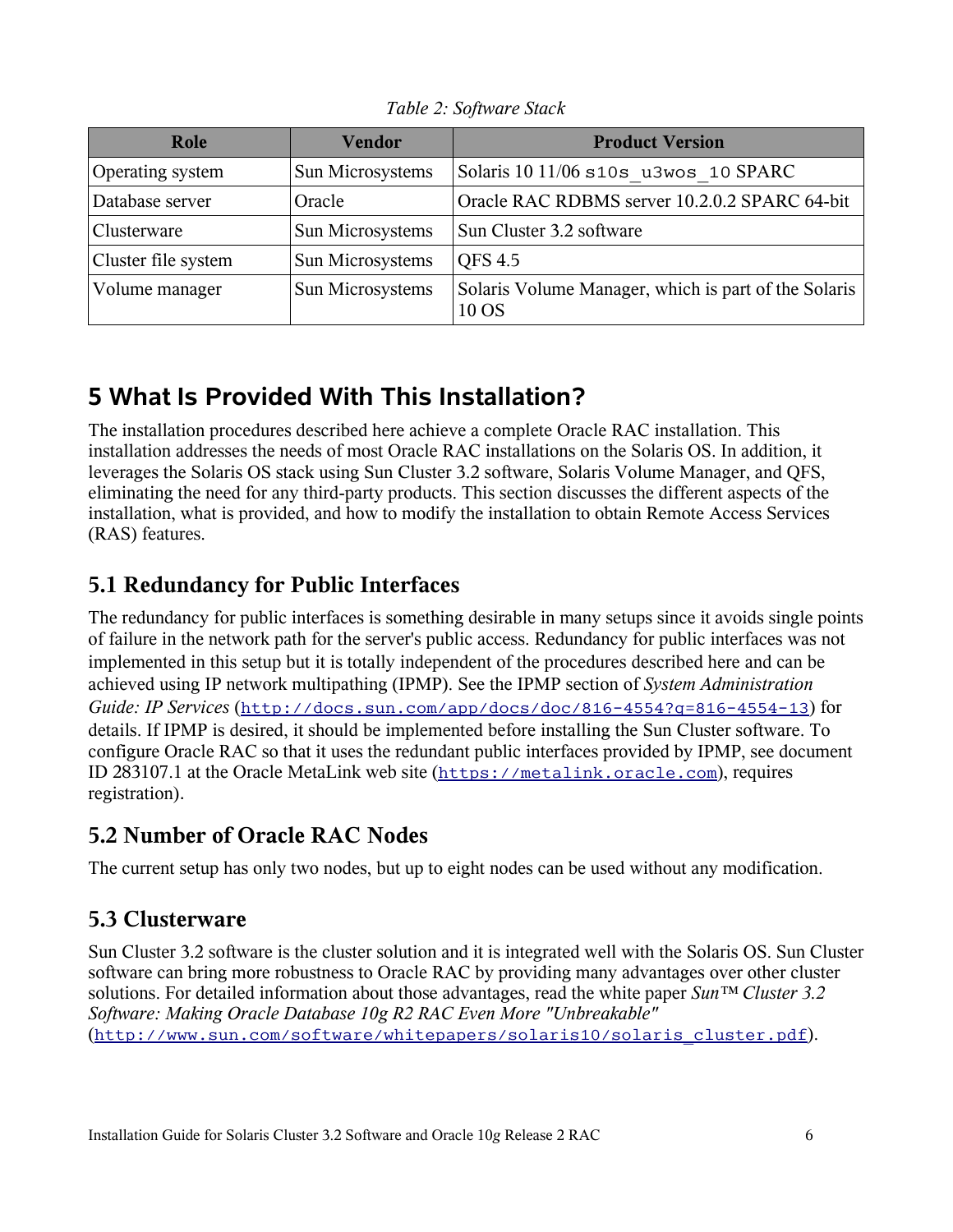*Table 2: Software Stack*

| Role | Vendor | Product Version |
|---|---|---|
| Operating system | Sun Microsystems | Solaris 10 11/06 `s10s_u3wos_10` SPARC |
| Database server | Oracle | Oracle RAC RDBMS server 10.2.0.2 SPARC 64-bit |
| Clusterware | Sun Microsystems | Sun Cluster 3.2 software |
| Cluster file system | Sun Microsystems | QFS 4.5 |
| Volume manager | Sun Microsystems | Solaris Volume Manager, which is part of the Solaris 10 OS |

# 5 What Is Provided With This Installation?

The installation procedures described here achieve a complete Oracle RAC installation. This installation addresses the needs of most Oracle RAC installations on the Solaris OS. In addition, it leverages the Solaris OS stack using Sun Cluster 3.2 software, Solaris Volume Manager, and QFS, eliminating the need for any third-party products. This section discusses the different aspects of the installation, what is provided, and how to modify the installation to obtain Remote Access Services (RAS) features.

## 5.1 Redundancy for Public Interfaces

The redundancy for public interfaces is something desirable in many setups since it avoids single points of failure in the network path for the server's public access. Redundancy for public interfaces was not implemented in this setup but it is totally independent of the procedures described here and can be achieved using IP network multipathing (IPMP). See the IPMP section of *System Administration Guide: IP Services* (http://docs.sun.com/app/docs/doc/816-4554?q=816-4554-13) for details. If IPMP is desired, it should be implemented before installing the Sun Cluster software. To configure Oracle RAC so that it uses the redundant public interfaces provided by IPMP, see document ID 283107.1 at the Oracle MetaLink web site (https://metalink.oracle.com), requires registration).

## 5.2 Number of Oracle RAC Nodes

The current setup has only two nodes, but up to eight nodes can be used without any modification.

## 5.3 Clusterware

Sun Cluster 3.2 software is the cluster solution and it is integrated well with the Solaris OS. Sun Cluster software can bring more robustness to Oracle RAC by providing many advantages over other cluster solutions. For detailed information about those advantages, read the white paper *Sun™ Cluster 3.2 Software: Making Oracle Database 10g R2 RAC Even More "Unbreakable"* (http://www.sun.com/software/whitepapers/solaris10/solaris_cluster.pdf).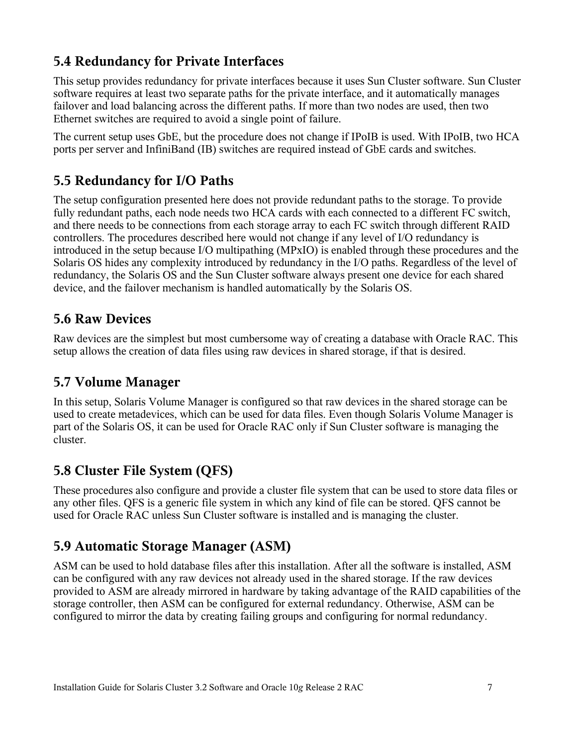## 5.4 Redundancy for Private Interfaces

This setup provides redundancy for private interfaces because it uses Sun Cluster software. Sun Cluster software requires at least two separate paths for the private interface, and it automatically manages failover and load balancing across the different paths. If more than two nodes are used, then two Ethernet switches are required to avoid a single point of failure.

The current setup uses GbE, but the procedure does not change if IPoIB is used. With IPoIB, two HCA ports per server and InfiniBand (IB) switches are required instead of GbE cards and switches.

## 5.5 Redundancy for I/O Paths

The setup configuration presented here does not provide redundant paths to the storage. To provide fully redundant paths, each node needs two HCA cards with each connected to a different FC switch, and there needs to be connections from each storage array to each FC switch through different RAID controllers. The procedures described here would not change if any level of I/O redundancy is introduced in the setup because I/O multipathing (MPxIO) is enabled through these procedures and the Solaris OS hides any complexity introduced by redundancy in the I/O paths. Regardless of the level of redundancy, the Solaris OS and the Sun Cluster software always present one device for each shared device, and the failover mechanism is handled automatically by the Solaris OS.

## 5.6 Raw Devices

Raw devices are the simplest but most cumbersome way of creating a database with Oracle RAC. This setup allows the creation of data files using raw devices in shared storage, if that is desired.

## 5.7 Volume Manager

In this setup, Solaris Volume Manager is configured so that raw devices in the shared storage can be used to create metadevices, which can be used for data files. Even though Solaris Volume Manager is part of the Solaris OS, it can be used for Oracle RAC only if Sun Cluster software is managing the cluster.

## 5.8 Cluster File System (QFS)

These procedures also configure and provide a cluster file system that can be used to store data files or any other files. QFS is a generic file system in which any kind of file can be stored. QFS cannot be used for Oracle RAC unless Sun Cluster software is installed and is managing the cluster.

## 5.9 Automatic Storage Manager (ASM)

ASM can be used to hold database files after this installation. After all the software is installed, ASM can be configured with any raw devices not already used in the shared storage. If the raw devices provided to ASM are already mirrored in hardware by taking advantage of the RAID capabilities of the storage controller, then ASM can be configured for external redundancy. Otherwise, ASM can be configured to mirror the data by creating failing groups and configuring for normal redundancy.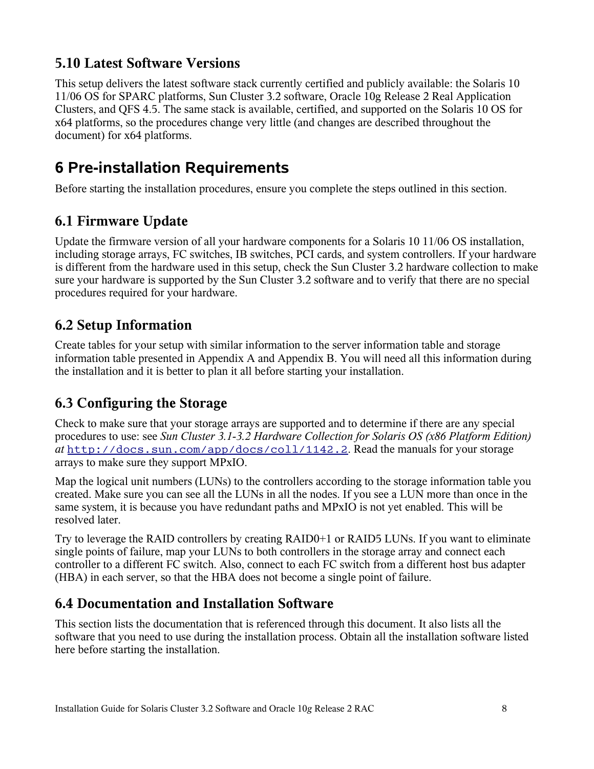## 5.10 Latest Software Versions

This setup delivers the latest software stack currently certified and publicly available: the Solaris 10 11/06 OS for SPARC platforms, Sun Cluster 3.2 software, Oracle 10g Release 2 Real Application Clusters, and QFS 4.5. The same stack is available, certified, and supported on the Solaris 10 OS for x64 platforms, so the procedures change very little (and changes are described throughout the document) for x64 platforms.

# 6 Pre-installation Requirements

Before starting the installation procedures, ensure you complete the steps outlined in this section.

## 6.1 Firmware Update

Update the firmware version of all your hardware components for a Solaris 10 11/06 OS installation, including storage arrays, FC switches, IB switches, PCI cards, and system controllers. If your hardware is different from the hardware used in this setup, check the Sun Cluster 3.2 hardware collection to make sure your hardware is supported by the Sun Cluster 3.2 software and to verify that there are no special procedures required for your hardware.

## 6.2 Setup Information

Create tables for your setup with similar information to the server information table and storage information table presented in Appendix A and Appendix B. You will need all this information during the installation and it is better to plan it all before starting your installation.

## 6.3 Configuring the Storage

Check to make sure that your storage arrays are supported and to determine if there are any special procedures to use: see *Sun Cluster 3.1-3.2 Hardware Collection for Solaris OS (x86 Platform Edition) at* `http://docs.sun.com/app/docs/coll/1142.2`. Read the manuals for your storage arrays to make sure they support MPxIO.

Map the logical unit numbers (LUNs) to the controllers according to the storage information table you created. Make sure you can see all the LUNs in all the nodes. If you see a LUN more than once in the same system, it is because you have redundant paths and MPxIO is not yet enabled. This will be resolved later.

Try to leverage the RAID controllers by creating RAID0+1 or RAID5 LUNs. If you want to eliminate single points of failure, map your LUNs to both controllers in the storage array and connect each controller to a different FC switch. Also, connect to each FC switch from a different host bus adapter (HBA) in each server, so that the HBA does not become a single point of failure.

## 6.4 Documentation and Installation Software

This section lists the documentation that is referenced through this document. It also lists all the software that you need to use during the installation process. Obtain all the installation software listed here before starting the installation.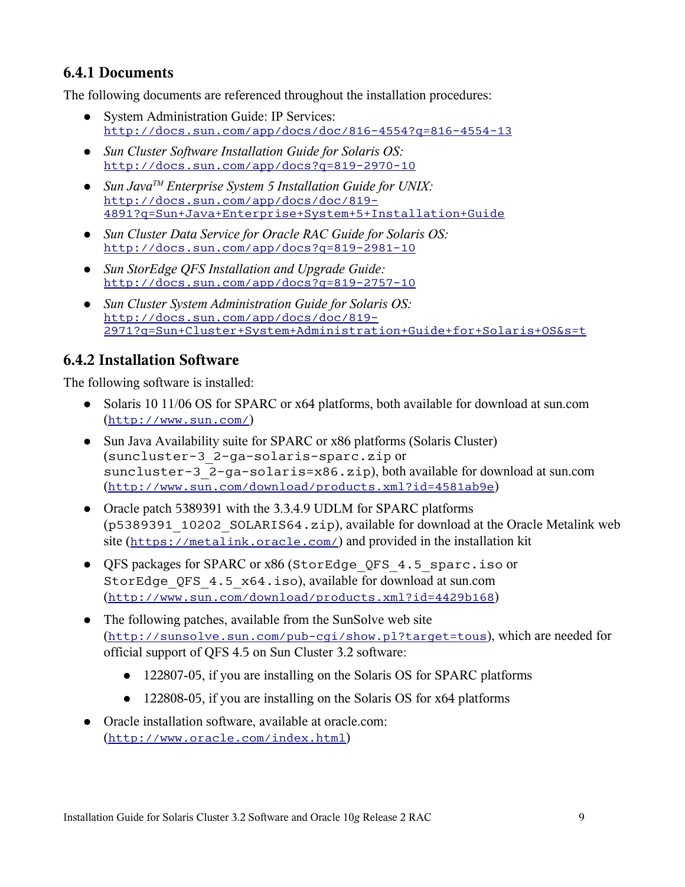### 6.4.1 Documents

The following documents are referenced throughout the installation procedures:

- System Administration Guide: IP Services: http://docs.sun.com/app/docs/doc/816-4554?q=816-4554-13
- *Sun Cluster Software Installation Guide for Solaris OS:* http://docs.sun.com/app/docs?q=819-2970-10
- *Sun Java™ Enterprise System 5 Installation Guide for UNIX:* http://docs.sun.com/app/docs/doc/819-4891?q=Sun+Java+Enterprise+System+5+Installation+Guide
- *Sun Cluster Data Service for Oracle RAC Guide for Solaris OS:* http://docs.sun.com/app/docs?q=819-2981-10
- *Sun StorEdge QFS Installation and Upgrade Guide:* http://docs.sun.com/app/docs?q=819-2757-10
- *Sun Cluster System Administration Guide for Solaris OS:* http://docs.sun.com/app/docs/doc/819-2971?q=Sun+Cluster+System+Administration+Guide+for+Solaris+OS&s=t

### 6.4.2 Installation Software

The following software is installed:

- Solaris 10 11/06 OS for SPARC or x64 platforms, both available for download at sun.com (http://www.sun.com/)
- Sun Java Availability suite for SPARC or x86 platforms (Solaris Cluster) (`suncluster-3_2-ga-solaris-sparc.zip` or `suncluster-3_2-ga-solaris=x86.zip`), both available for download at sun.com (http://www.sun.com/download/products.xml?id=4581ab9e)
- Oracle patch 5389391 with the 3.3.4.9 UDLM for SPARC platforms (`p5389391_10202_SOLARIS64.zip`), available for download at the Oracle Metalink web site (https://metalink.oracle.com/) and provided in the installation kit
- QFS packages for SPARC or x86 (`StorEdge_QFS_4.5_sparc.iso` or `StorEdge_QFS_4.5_x64.iso`), available for download at sun.com (http://www.sun.com/download/products.xml?id=4429b168)
- The following patches, available from the SunSolve web site (http://sunsolve.sun.com/pub-cgi/show.pl?target=tous), which are needed for official support of QFS 4.5 on Sun Cluster 3.2 software:
  - 122807-05, if you are installing on the Solaris OS for SPARC platforms
  - 122808-05, if you are installing on the Solaris OS for x64 platforms
- Oracle installation software, available at oracle.com: (http://www.oracle.com/index.html)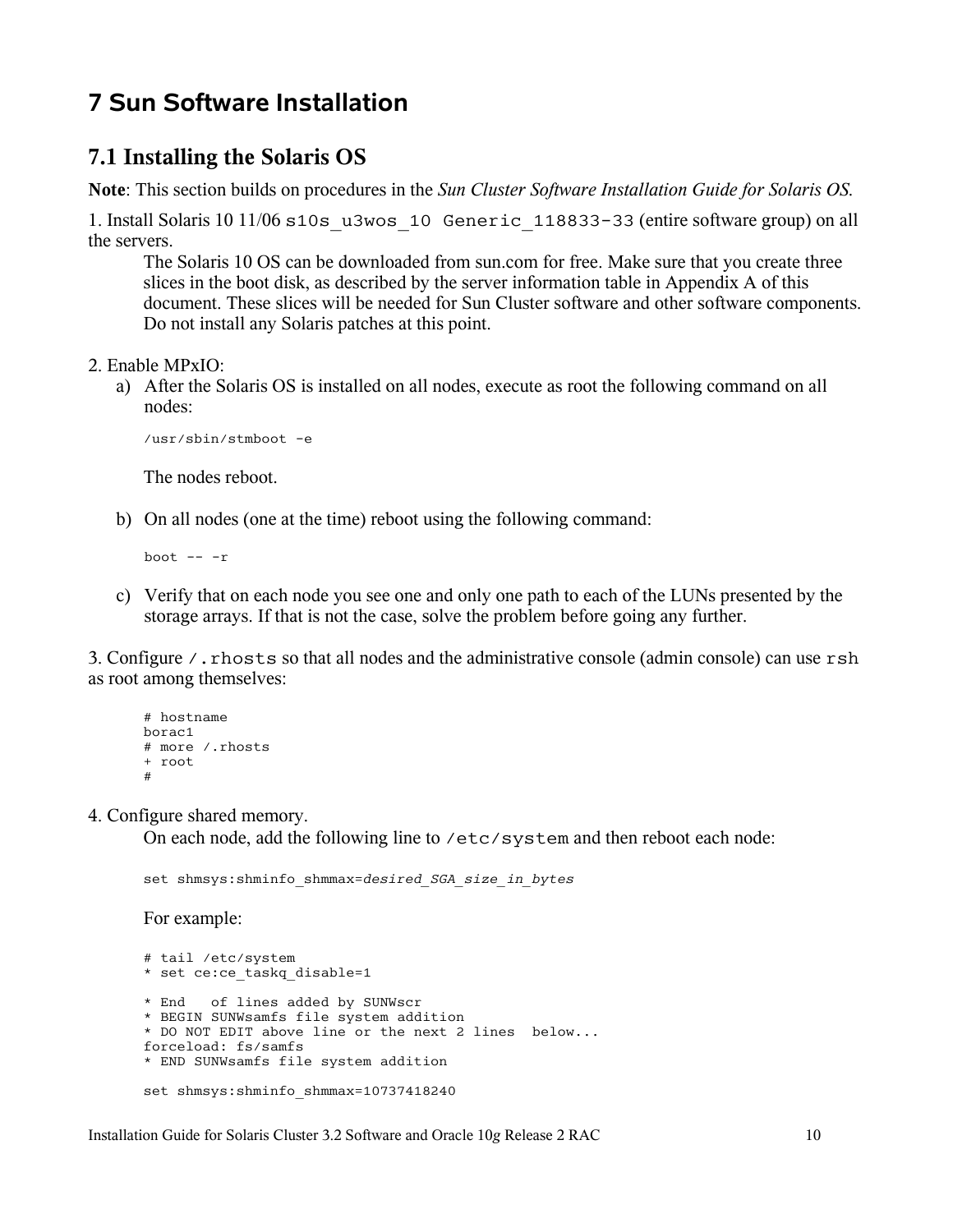# 7 Sun Software Installation

## 7.1 Installing the Solaris OS

**Note**: This section builds on procedures in the *Sun Cluster Software Installation Guide for Solaris OS*.

1. Install Solaris 10 11/06 `s10s_u3wos_10 Generic_118833-33` (entire software group) on all the servers.

   The Solaris 10 OS can be downloaded from sun.com for free. Make sure that you create three slices in the boot disk, as described by the server information table in Appendix A of this document. These slices will be needed for Sun Cluster software and other software components. Do not install any Solaris patches at this point.

2. Enable MPxIO:

   a) After the Solaris OS is installed on all nodes, execute as root the following command on all nodes:

   ```
   /usr/sbin/stmboot -e
   ```

   The nodes reboot.

   b) On all nodes (one at the time) reboot using the following command:

   ```
   boot -- -r
   ```

   c) Verify that on each node you see one and only one path to each of the LUNs presented by the storage arrays. If that is not the case, solve the problem before going any further.

3. Configure `/.rhosts` so that all nodes and the administrative console (admin console) can use `rsh` as root among themselves:

   ```
   # hostname
   borac1
   # more /.rhosts
   + root
   #
   ```

4. Configure shared memory.

   On each node, add the following line to `/etc/system` and then reboot each node:

   ```
   set shmsys:shminfo_shmmax=desired_SGA_size_in_bytes
   ```

   For example:

   ```
   # tail /etc/system
   * set ce:ce_taskq_disable=1

   * End   of lines added by SUNWscr
   * BEGIN SUNWsamfs file system addition
   * DO NOT EDIT above line or the next 2 lines  below...
   forceload: fs/samfs
   * END SUNWsamfs file system addition

   set shmsys:shminfo_shmmax=10737418240
   ```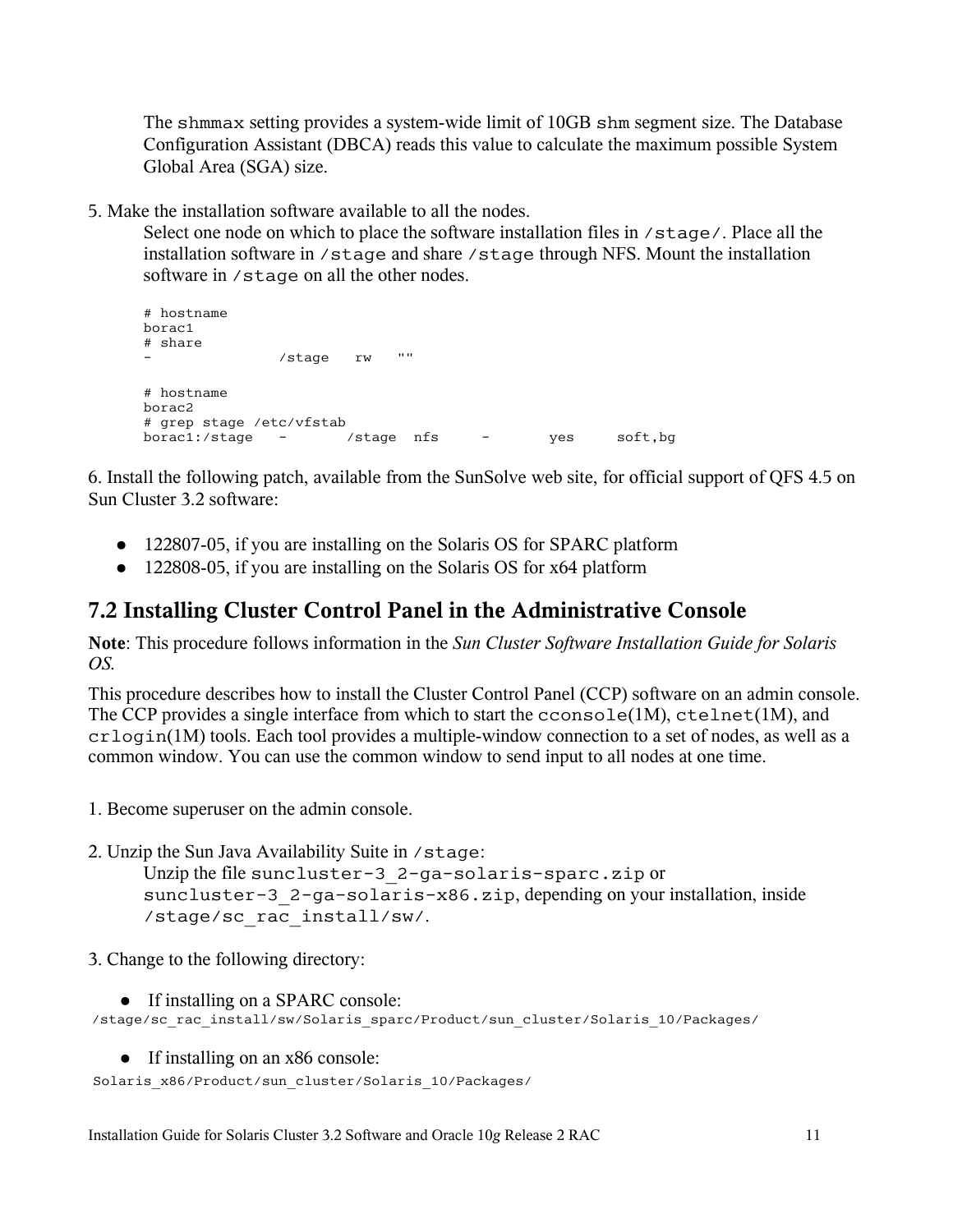The `shmmax` setting provides a system-wide limit of 10GB `shm` segment size. The Database Configuration Assistant (DBCA) reads this value to calculate the maximum possible System Global Area (SGA) size.

5. Make the installation software available to all the nodes.

   Select one node on which to place the software installation files in `/stage/`. Place all the installation software in `/stage` and share `/stage` through NFS. Mount the installation software in `/stage` on all the other nodes.

```
# hostname
borac1
# share
-               /stage   rw   ""

# hostname
borac2
# grep stage /etc/vfstab
borac1:/stage   -       /stage  nfs     -       yes     soft,bg
```

6. Install the following patch, available from the SunSolve web site, for official support of QFS 4.5 on Sun Cluster 3.2 software:

- 122807-05, if you are installing on the Solaris OS for SPARC platform
- 122808-05, if you are installing on the Solaris OS for x64 platform

## 7.2 Installing Cluster Control Panel in the Administrative Console

**Note**: This procedure follows information in the *Sun Cluster Software Installation Guide for Solaris OS.*

This procedure describes how to install the Cluster Control Panel (CCP) software on an admin console. The CCP provides a single interface from which to start the `cconsole`(1M), `ctelnet`(1M), and `crlogin`(1M) tools. Each tool provides a multiple-window connection to a set of nodes, as well as a common window. You can use the common window to send input to all nodes at one time.

1. Become superuser on the admin console.

2. Unzip the Sun Java Availability Suite in `/stage`:

   Unzip the file `suncluster-3_2-ga-solaris-sparc.zip` or `suncluster-3_2-ga-solaris-x86.zip`, depending on your installation, inside `/stage/sc_rac_install/sw/`.

3. Change to the following directory:

- If installing on a SPARC console:

```
/stage/sc_rac_install/sw/Solaris_sparc/Product/sun_cluster/Solaris_10/Packages/
```

- If installing on an x86 console:

```
Solaris_x86/Product/sun_cluster/Solaris_10/Packages/
```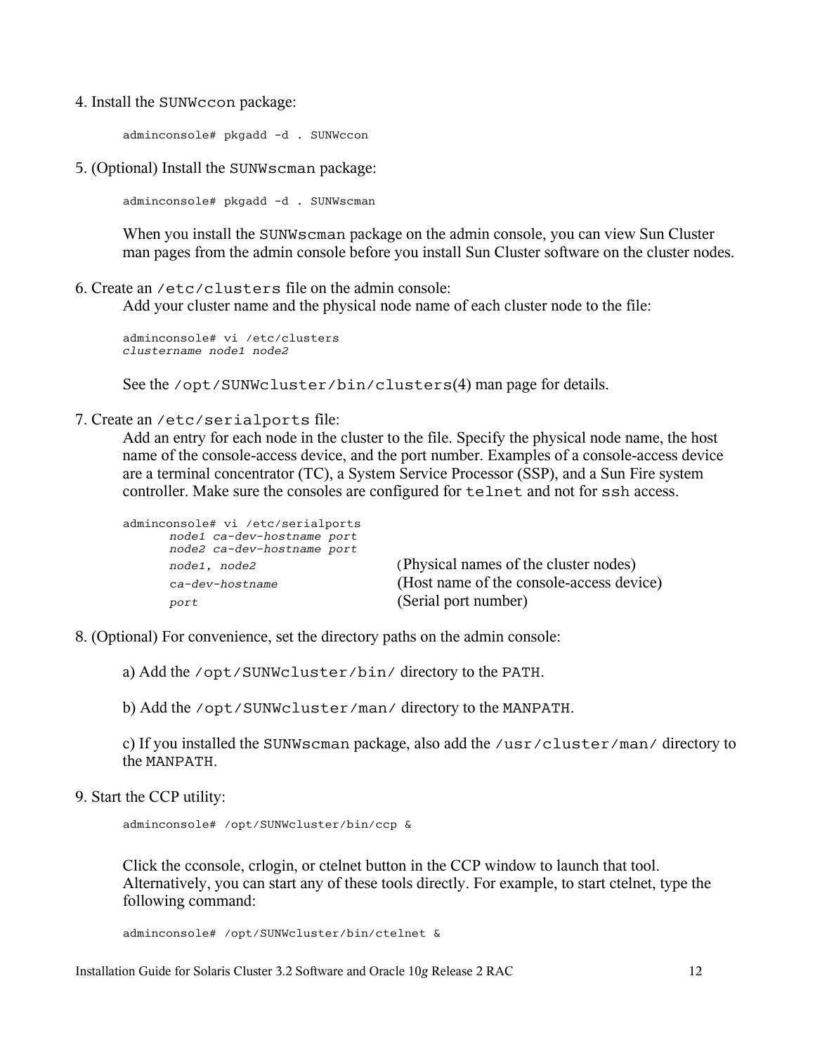4. Install the `SUNWccon` package:

```
adminconsole# pkgadd -d . SUNWccon
```

5. (Optional) Install the `SUNWscman` package:

```
adminconsole# pkgadd -d . SUNWscman
```

When you install the `SUNWscman` package on the admin console, you can view Sun Cluster man pages from the admin console before you install Sun Cluster software on the cluster nodes.

6. Create an `/etc/clusters` file on the admin console:
Add your cluster name and the physical node name of each cluster node to the file:

```
adminconsole# vi /etc/clusters
clustername node1 node2
```

See the `/opt/SUNWcluster/bin/clusters`(4) man page for details.

7. Create an `/etc/serialports` file:
Add an entry for each node in the cluster to the file. Specify the physical node name, the host name of the console-access device, and the port number. Examples of a console-access device are a terminal concentrator (TC), a System Service Processor (SSP), and a Sun Fire system controller. Make sure the consoles are configured for `telnet` and not for `ssh` access.

```
adminconsole# vi /etc/serialports
      node1 ca-dev-hostname port
      node2 ca-dev-hostname port
      node1, node2                  (Physical names of the cluster nodes)
      ca-dev-hostname               (Host name of the console-access device)
      port                          (Serial port number)
```

8. (Optional) For convenience, set the directory paths on the admin console:

a) Add the `/opt/SUNWcluster/bin/` directory to the `PATH`.

b) Add the `/opt/SUNWcluster/man/` directory to the `MANPATH`.

c) If you installed the `SUNWscman` package, also add the `/usr/cluster/man/` directory to the `MANPATH`.

9. Start the CCP utility:

```
adminconsole# /opt/SUNWcluster/bin/ccp &
```

Click the cconsole, crlogin, or ctelnet button in the CCP window to launch that tool. Alternatively, you can start any of these tools directly. For example, to start ctelnet, type the following command:

```
adminconsole# /opt/SUNWcluster/bin/ctelnet &
```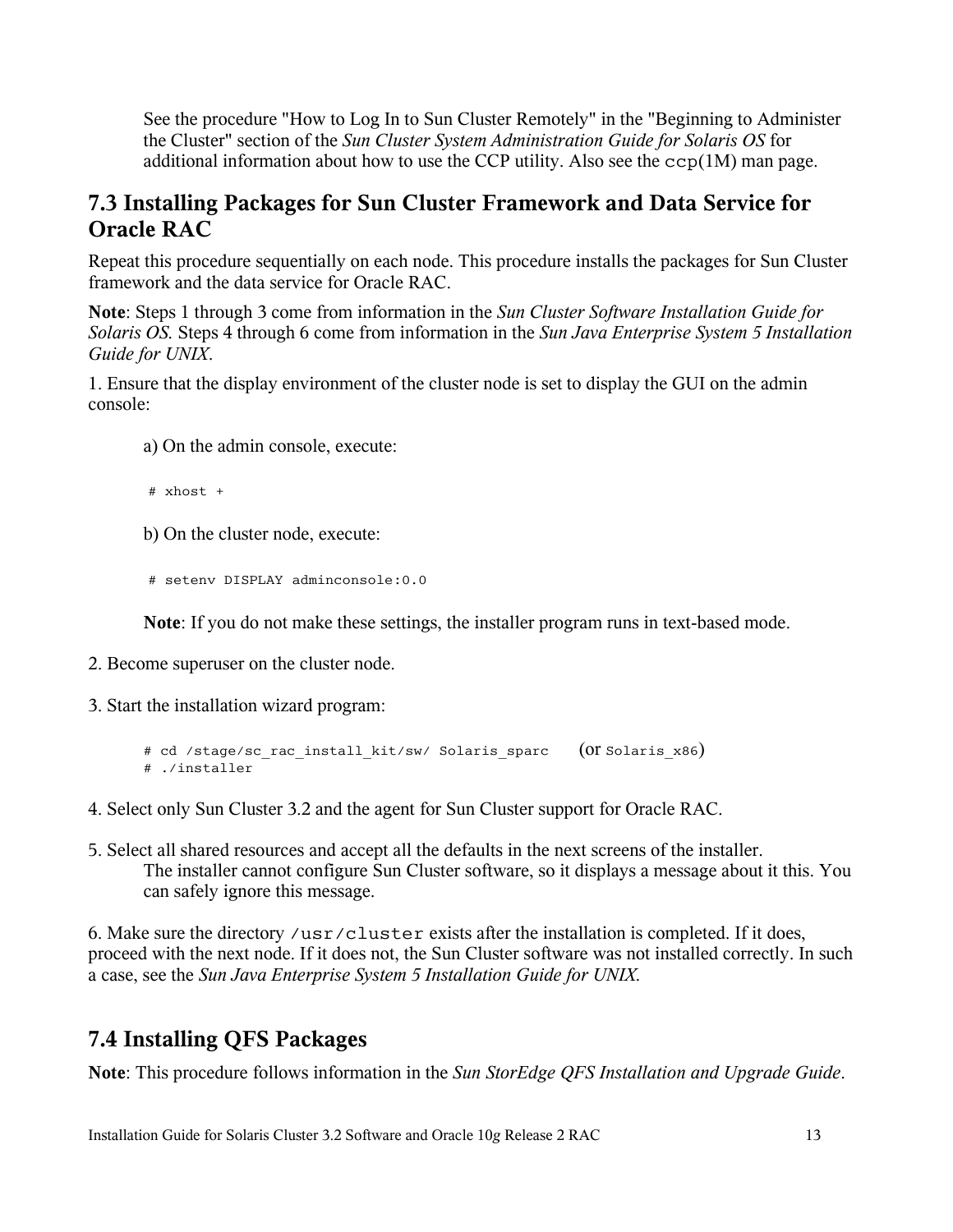See the procedure "How to Log In to Sun Cluster Remotely" in the "Beginning to Administer the Cluster" section of the *Sun Cluster System Administration Guide for Solaris OS* for additional information about how to use the CCP utility. Also see the `ccp`(1M) man page.

## 7.3 Installing Packages for Sun Cluster Framework and Data Service for Oracle RAC

Repeat this procedure sequentially on each node. This procedure installs the packages for Sun Cluster framework and the data service for Oracle RAC.

**Note**: Steps 1 through 3 come from information in the *Sun Cluster Software Installation Guide for Solaris OS.* Steps 4 through 6 come from information in the *Sun Java Enterprise System 5 Installation Guide for UNIX*.

1. Ensure that the display environment of the cluster node is set to display the GUI on the admin console:

a) On the admin console, execute:

```
# xhost +
```

b) On the cluster node, execute:

```
# setenv DISPLAY adminconsole:0.0
```

**Note**: If you do not make these settings, the installer program runs in text-based mode.

2. Become superuser on the cluster node.

3. Start the installation wizard program:

```
# cd /stage/sc_rac_install_kit/sw/ Solaris_sparc    (or Solaris_x86)
# ./installer
```

4. Select only Sun Cluster 3.2 and the agent for Sun Cluster support for Oracle RAC.

5. Select all shared resources and accept all the defaults in the next screens of the installer.
The installer cannot configure Sun Cluster software, so it displays a message about it this. You can safely ignore this message.

6. Make sure the directory `/usr/cluster` exists after the installation is completed. If it does, proceed with the next node. If it does not, the Sun Cluster software was not installed correctly. In such a case, see the *Sun Java Enterprise System 5 Installation Guide for UNIX.*

## 7.4 Installing QFS Packages

**Note**: This procedure follows information in the *Sun StorEdge QFS Installation and Upgrade Guide*.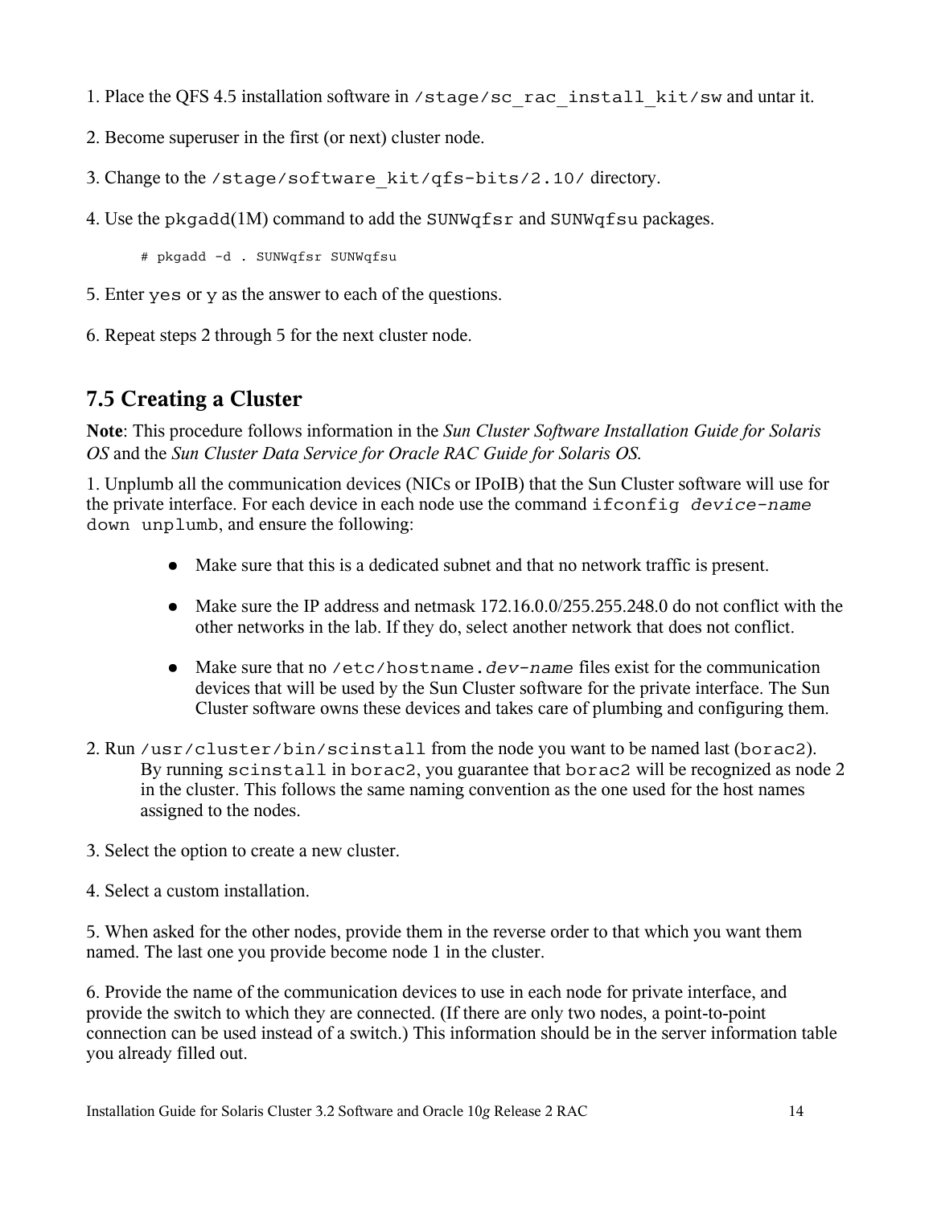1. Place the QFS 4.5 installation software in `/stage/sc_rac_install_kit/sw` and untar it.

2. Become superuser in the first (or next) cluster node.

3. Change to the `/stage/software_kit/qfs-bits/2.10/` directory.

4. Use the `pkgadd`(1M) command to add the `SUNWqfsr` and `SUNWqfsu` packages.

```
# pkgadd -d . SUNWqfsr SUNWqfsu
```

5. Enter `yes` or `y` as the answer to each of the questions.

6. Repeat steps 2 through 5 for the next cluster node.

## 7.5 Creating a Cluster

**Note**: This procedure follows information in the *Sun Cluster Software Installation Guide for Solaris OS* and the *Sun Cluster Data Service for Oracle RAC Guide for Solaris OS.*

1. Unplumb all the communication devices (NICs or IPoIB) that the Sun Cluster software will use for the private interface. For each device in each node use the command `ifconfig` *`device-name`* `down unplumb`, and ensure the following:

- Make sure that this is a dedicated subnet and that no network traffic is present.
- Make sure the IP address and netmask 172.16.0.0/255.255.248.0 do not conflict with the other networks in the lab. If they do, select another network that does not conflict.
- Make sure that no `/etc/hostname.`*`dev-name`* files exist for the communication devices that will be used by the Sun Cluster software for the private interface. The Sun Cluster software owns these devices and takes care of plumbing and configuring them.

2. Run `/usr/cluster/bin/scinstall` from the node you want to be named last (`borac2`). By running `scinstall` in `borac2`, you guarantee that `borac2` will be recognized as node 2 in the cluster. This follows the same naming convention as the one used for the host names assigned to the nodes.

3. Select the option to create a new cluster.

4. Select a custom installation.

5. When asked for the other nodes, provide them in the reverse order to that which you want them named. The last one you provide become node 1 in the cluster.

6. Provide the name of the communication devices to use in each node for private interface, and provide the switch to which they are connected. (If there are only two nodes, a point-to-point connection can be used instead of a switch.) This information should be in the server information table you already filled out.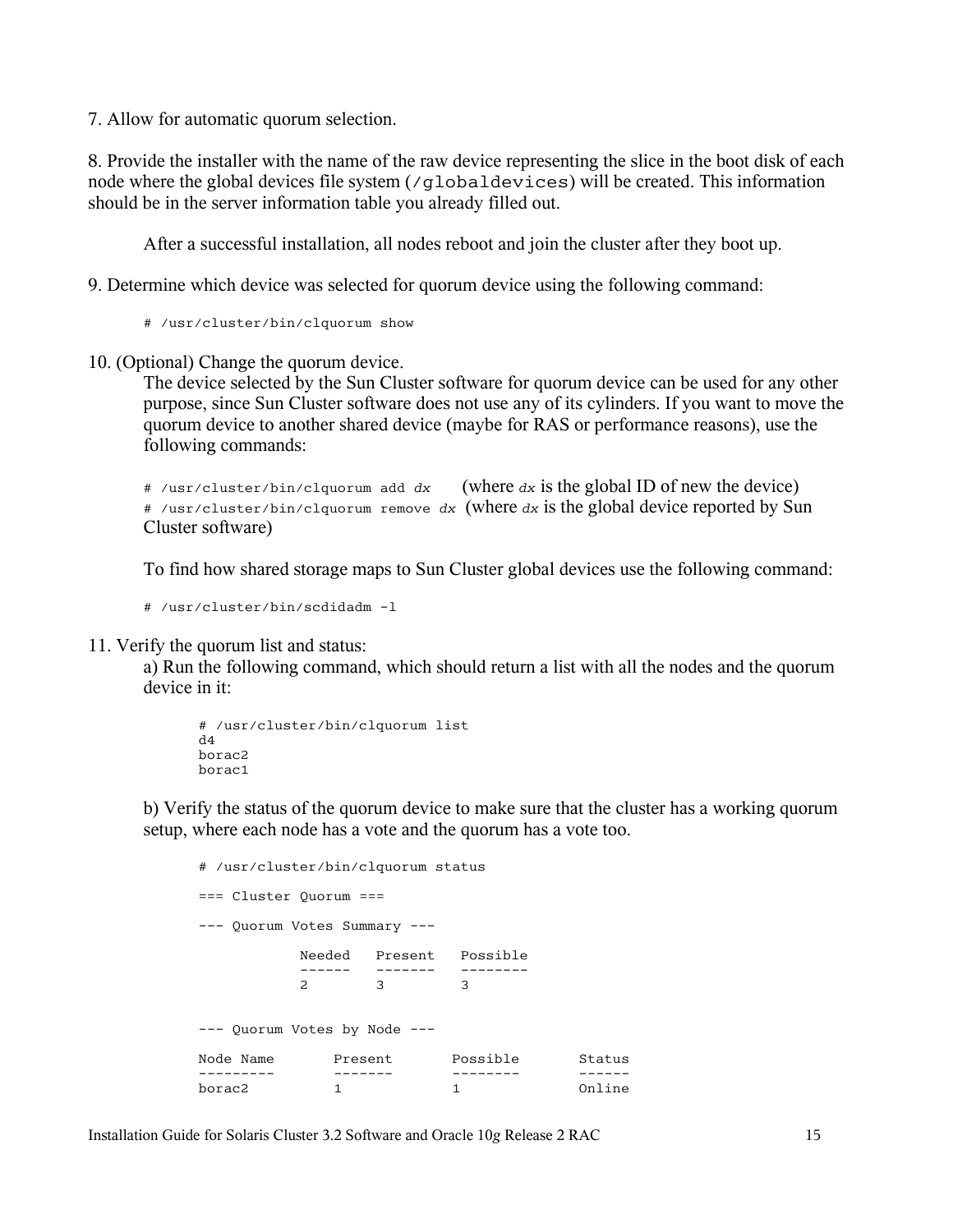7. Allow for automatic quorum selection.

8. Provide the installer with the name of the raw device representing the slice in the boot disk of each node where the global devices file system (`/globaldevices`) will be created. This information should be in the server information table you already filled out.

After a successful installation, all nodes reboot and join the cluster after they boot up.

9. Determine which device was selected for quorum device using the following command:

```
# /usr/cluster/bin/clquorum show
```

10. (Optional) Change the quorum device.
The device selected by the Sun Cluster software for quorum device can be used for any other purpose, since Sun Cluster software does not use any of its cylinders. If you want to move the quorum device to another shared device (maybe for RAS or performance reasons), use the following commands:

`# /usr/cluster/bin/clquorum add dx` (where *dx* is the global ID of new the device)
`# /usr/cluster/bin/clquorum remove dx` (where *dx* is the global device reported by Sun Cluster software)

To find how shared storage maps to Sun Cluster global devices use the following command:

```
# /usr/cluster/bin/scdidadm -l
```

11. Verify the quorum list and status:
a) Run the following command, which should return a list with all the nodes and the quorum device in it:

```
# /usr/cluster/bin/clquorum list
d4
borac2
borac1
```

b) Verify the status of the quorum device to make sure that the cluster has a working quorum setup, where each node has a vote and the quorum has a vote too.

```
# /usr/cluster/bin/clquorum status

=== Cluster Quorum ===

--- Quorum Votes Summary ---

           Needed   Present   Possible
           ------   -------   --------
           2        3         3


--- Quorum Votes by Node ---

Node Name       Present       Possible       Status
---------       -------       --------       ------
borac2          1             1              Online
```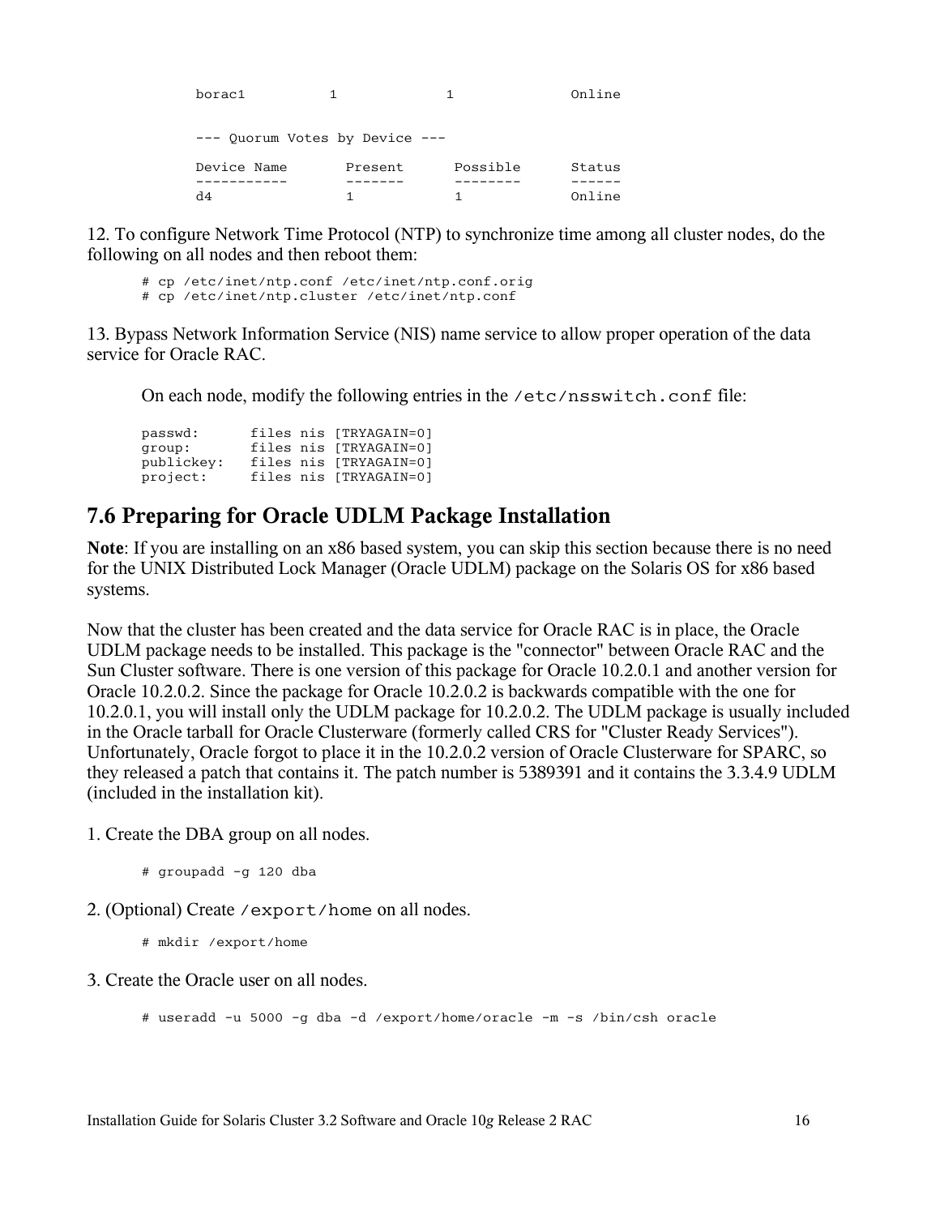```
borac1          1              1              Online


--- Quorum Votes by Device ---

Device Name       Present      Possible      Status
-----------       -------      --------      ------
d4                1            1             Online
```

12. To configure Network Time Protocol (NTP) to synchronize time among all cluster nodes, do the following on all nodes and then reboot them:

```
# cp /etc/inet/ntp.conf /etc/inet/ntp.conf.orig
# cp /etc/inet/ntp.cluster /etc/inet/ntp.conf
```

13. Bypass Network Information Service (NIS) name service to allow proper operation of the data service for Oracle RAC.

On each node, modify the following entries in the `/etc/nsswitch.conf` file:

```
passwd:      files nis [TRYAGAIN=0]
group:       files nis [TRYAGAIN=0]
publickey:   files nis [TRYAGAIN=0]
project:     files nis [TRYAGAIN=0]
```

## 7.6 Preparing for Oracle UDLM Package Installation

**Note**: If you are installing on an x86 based system, you can skip this section because there is no need for the UNIX Distributed Lock Manager (Oracle UDLM) package on the Solaris OS for x86 based systems.

Now that the cluster has been created and the data service for Oracle RAC is in place, the Oracle UDLM package needs to be installed. This package is the "connector" between Oracle RAC and the Sun Cluster software. There is one version of this package for Oracle 10.2.0.1 and another version for Oracle 10.2.0.2. Since the package for Oracle 10.2.0.2 is backwards compatible with the one for 10.2.0.1, you will install only the UDLM package for 10.2.0.2. The UDLM package is usually included in the Oracle tarball for Oracle Clusterware (formerly called CRS for "Cluster Ready Services"). Unfortunately, Oracle forgot to place it in the 10.2.0.2 version of Oracle Clusterware for SPARC, so they released a patch that contains it. The patch number is 5389391 and it contains the 3.3.4.9 UDLM (included in the installation kit).

1. Create the DBA group on all nodes.

```
# groupadd -g 120 dba
```

2. (Optional) Create `/export/home` on all nodes.

```
# mkdir /export/home
```

3. Create the Oracle user on all nodes.

```
# useradd -u 5000 -g dba -d /export/home/oracle -m -s /bin/csh oracle
```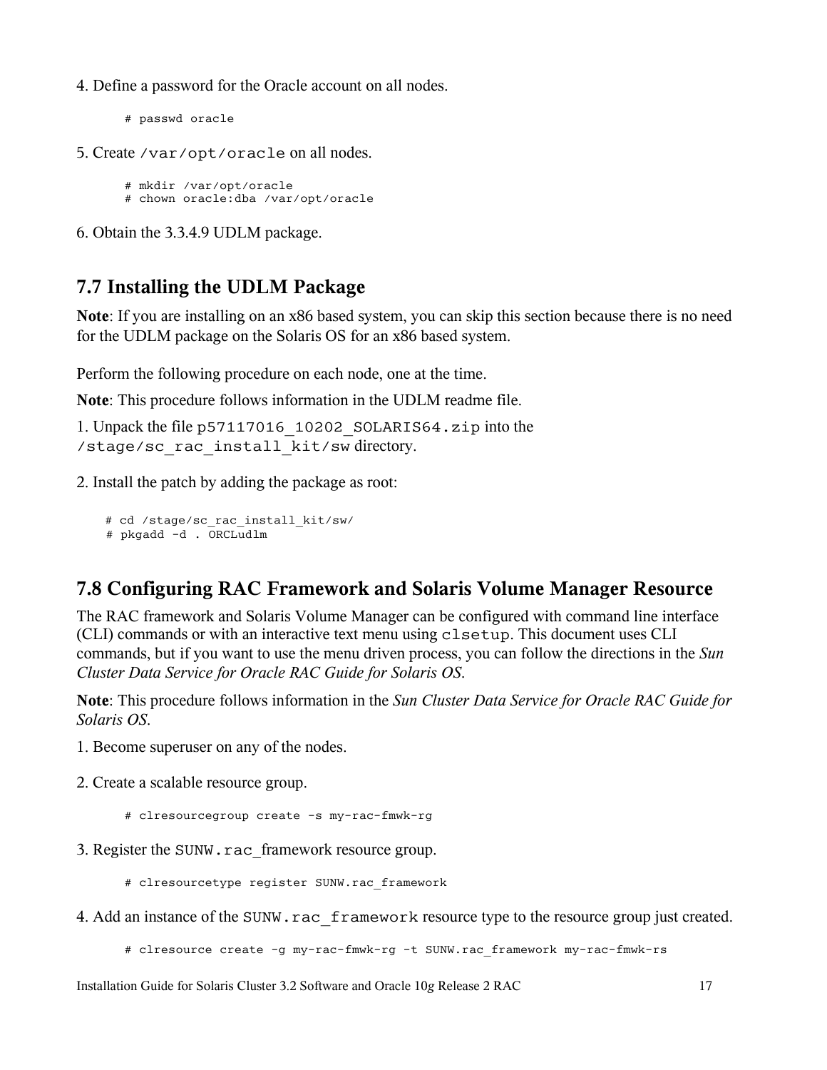4. Define a password for the Oracle account on all nodes.

```
# passwd oracle
```

5. Create `/var/opt/oracle` on all nodes.

```
# mkdir /var/opt/oracle
# chown oracle:dba /var/opt/oracle
```

6. Obtain the 3.3.4.9 UDLM package.

## 7.7 Installing the UDLM Package

**Note**: If you are installing on an x86 based system, you can skip this section because there is no need for the UDLM package on the Solaris OS for an x86 based system.

Perform the following procedure on each node, one at the time.

**Note**: This procedure follows information in the UDLM readme file.

1. Unpack the file `p57117016_10202_SOLARIS64.zip` into the `/stage/sc_rac_install_kit/sw` directory.

2. Install the patch by adding the package as root:

```
# cd /stage/sc_rac_install_kit/sw/
# pkgadd -d . ORCLudlm
```

## 7.8 Configuring RAC Framework and Solaris Volume Manager Resource

The RAC framework and Solaris Volume Manager can be configured with command line interface (CLI) commands or with an interactive text menu using `clsetup`. This document uses CLI commands, but if you want to use the menu driven process, you can follow the directions in the *Sun Cluster Data Service for Oracle RAC Guide for Solaris OS*.

**Note**: This procedure follows information in the *Sun Cluster Data Service for Oracle RAC Guide for Solaris OS*.

1. Become superuser on any of the nodes.

2. Create a scalable resource group.

```
# clresourcegroup create -s my-rac-fmwk-rg
```

3. Register the `SUNW.rac`_framework resource group.

```
# clresourcetype register SUNW.rac_framework
```

4. Add an instance of the `SUNW.rac_framework` resource type to the resource group just created.

```
# clresource create -g my-rac-fmwk-rg -t SUNW.rac_framework my-rac-fmwk-rs
```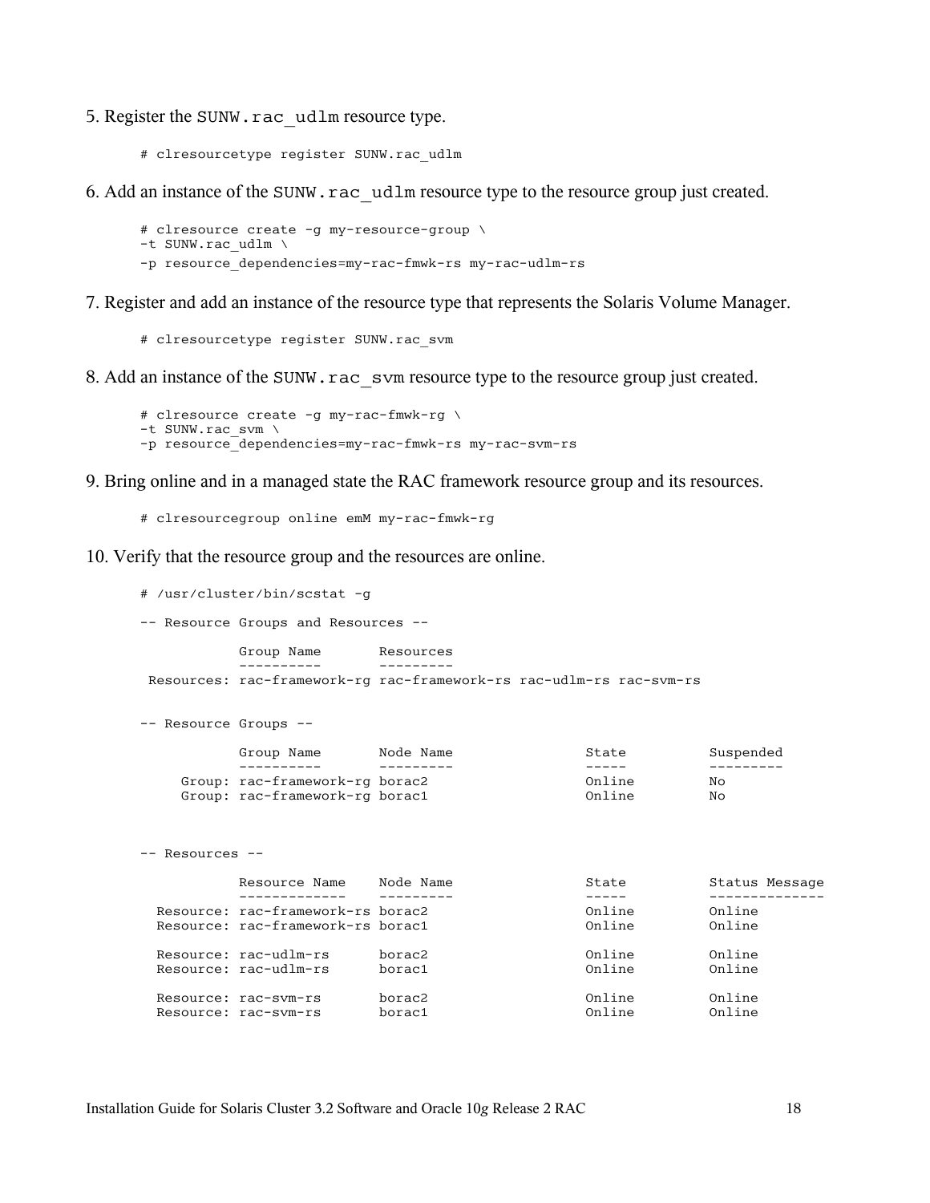5. Register the `SUNW.rac_udlm` resource type.

```
# clresourcetype register SUNW.rac_udlm
```

6. Add an instance of the `SUNW.rac_udlm` resource type to the resource group just created.

```
# clresource create -g my-resource-group \
-t SUNW.rac_udlm \
-p resource_dependencies=my-rac-fmwk-rs my-rac-udlm-rs
```

7. Register and add an instance of the resource type that represents the Solaris Volume Manager.

```
# clresourcetype register SUNW.rac_svm
```

8. Add an instance of the `SUNW.rac_svm` resource type to the resource group just created.

```
# clresource create -g my-rac-fmwk-rg \
-t SUNW.rac_svm \
-p resource_dependencies=my-rac-fmwk-rs my-rac-svm-rs
```

9. Bring online and in a managed state the RAC framework resource group and its resources.

```
# clresourcegroup online emM my-rac-fmwk-rg
```

10. Verify that the resource group and the resources are online.

```
# /usr/cluster/bin/scstat -g

-- Resource Groups and Resources --

            Group Name       Resources
            ----------       ---------
 Resources: rac-framework-rg rac-framework-rs rac-udlm-rs rac-svm-rs


-- Resource Groups --

            Group Name       Node Name                State          Suspended
            ----------       ---------                -----          ---------
     Group: rac-framework-rg borac2                   Online         No
     Group: rac-framework-rg borac1                   Online         No



-- Resources --

            Resource Name    Node Name                State          Status Message
            -------------    ---------                -----          --------------
  Resource: rac-framework-rs borac2                   Online         Online
  Resource: rac-framework-rs borac1                   Online         Online

  Resource: rac-udlm-rs      borac2                   Online         Online
  Resource: rac-udlm-rs      borac1                   Online         Online

  Resource: rac-svm-rs       borac2                   Online         Online
  Resource: rac-svm-rs       borac1                   Online         Online
```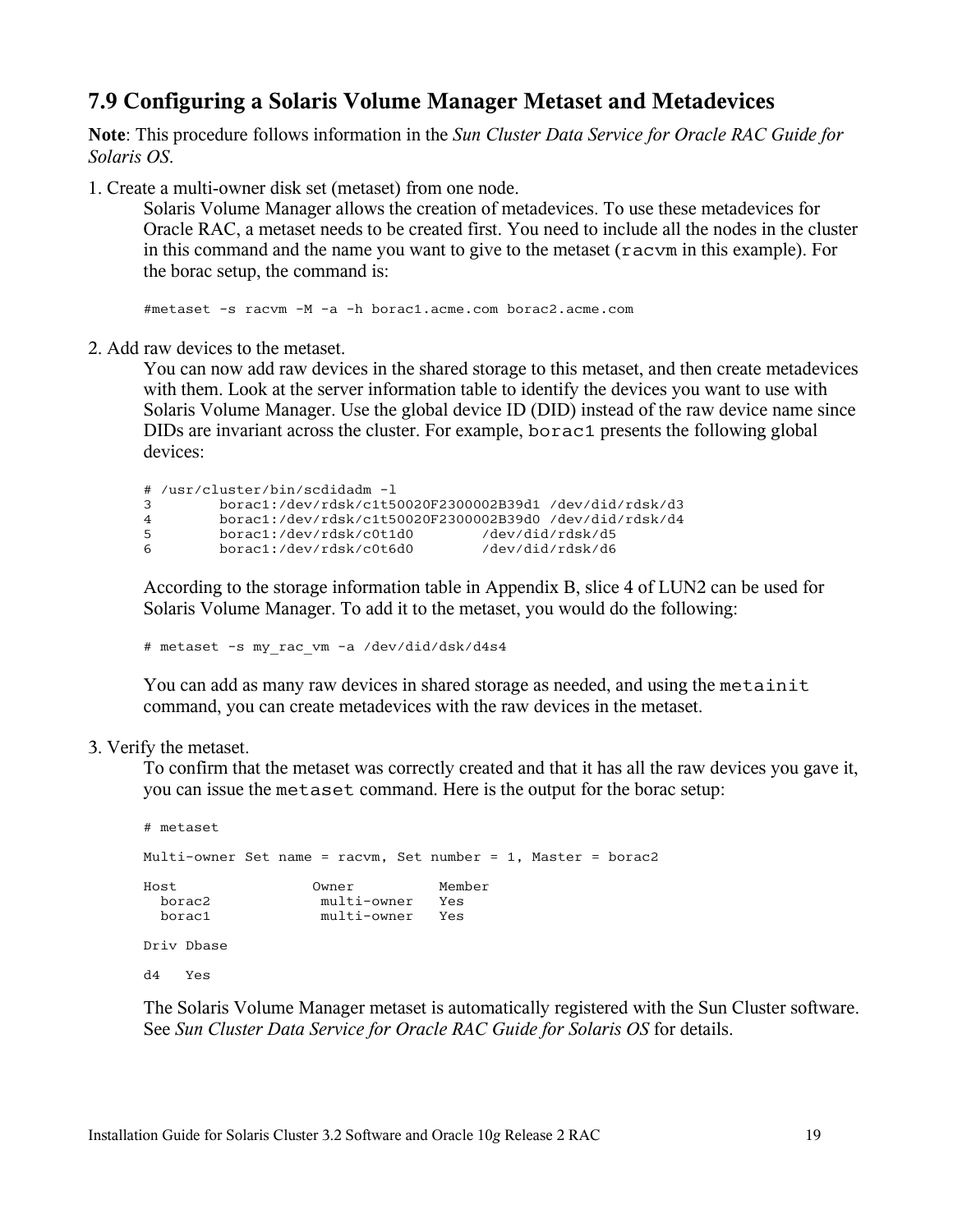## 7.9 Configuring a Solaris Volume Manager Metaset and Metadevices

**Note**: This procedure follows information in the *Sun Cluster Data Service for Oracle RAC Guide for Solaris OS*.

1. Create a multi-owner disk set (metaset) from one node.

   Solaris Volume Manager allows the creation of metadevices. To use these metadevices for Oracle RAC, a metaset needs to be created first. You need to include all the nodes in the cluster in this command and the name you want to give to the metaset (`racvm` in this example). For the borac setup, the command is:

   ```
   #metaset -s racvm -M -a -h borac1.acme.com borac2.acme.com
   ```

2. Add raw devices to the metaset.

   You can now add raw devices in the shared storage to this metaset, and then create metadevices with them. Look at the server information table to identify the devices you want to use with Solaris Volume Manager. Use the global device ID (DID) instead of the raw device name since DIDs are invariant across the cluster. For example, `borac1` presents the following global devices:

   ```
   # /usr/cluster/bin/scdidadm -l
   3        borac1:/dev/rdsk/c1t50020F2300002B39d1 /dev/did/rdsk/d3
   4        borac1:/dev/rdsk/c1t50020F2300002B39d0 /dev/did/rdsk/d4
   5        borac1:/dev/rdsk/c0t1d0        /dev/did/rdsk/d5
   6        borac1:/dev/rdsk/c0t6d0        /dev/did/rdsk/d6
   ```

   According to the storage information table in Appendix B, slice 4 of LUN2 can be used for Solaris Volume Manager. To add it to the metaset, you would do the following:

   ```
   # metaset -s my_rac_vm -a /dev/did/dsk/d4s4
   ```

   You can add as many raw devices in shared storage as needed, and using the `metainit` command, you can create metadevices with the raw devices in the metaset.

3. Verify the metaset.

   To confirm that the metaset was correctly created and that it has all the raw devices you gave it, you can issue the `metaset` command. Here is the output for the borac setup:

   ```
   # metaset

   Multi-owner Set name = racvm, Set number = 1, Master = borac2

   Host                Owner          Member
     borac2             multi-owner   Yes
     borac1             multi-owner   Yes

   Driv Dbase

   d4   Yes
   ```

   The Solaris Volume Manager metaset is automatically registered with the Sun Cluster software. See *Sun Cluster Data Service for Oracle RAC Guide for Solaris OS* for details.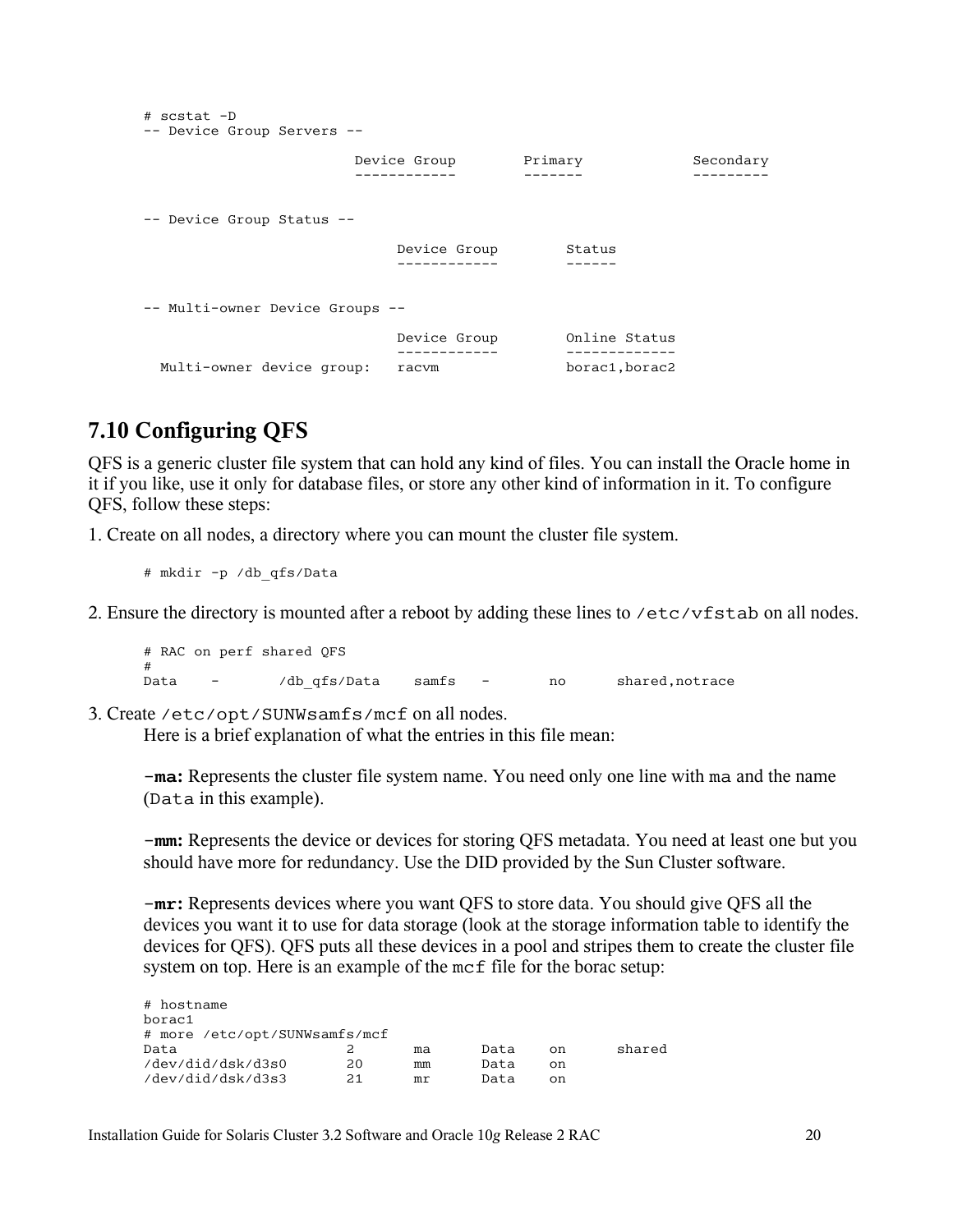```
# scstat -D
-- Device Group Servers --

                         Device Group        Primary             Secondary
                         ------------        -------             ---------


-- Device Group Status --

                              Device Group        Status
                              ------------        ------


-- Multi-owner Device Groups --

                              Device Group        Online Status
                              ------------        -------------
  Multi-owner device group:   racvm               borac1,borac2
```

## 7.10 Configuring QFS

QFS is a generic cluster file system that can hold any kind of files. You can install the Oracle home in it if you like, use it only for database files, or store any other kind of information in it. To configure QFS, follow these steps:

1. Create on all nodes, a directory where you can mount the cluster file system.

```
# mkdir -p /db_qfs/Data
```

2. Ensure the directory is mounted after a reboot by adding these lines to `/etc/vfstab` on all nodes.

```
# RAC on perf shared QFS
#
Data    -       /db_qfs/Data    samfs   -       no      shared,notrace
```

3. Create `/etc/opt/SUNWsamfs/mcf` on all nodes.
   Here is a brief explanation of what the entries in this file mean:

   **`-ma`:** Represents the cluster file system name. You need only one line with `ma` and the name (`Data` in this example).

   **`-mm`:** Represents the device or devices for storing QFS metadata. You need at least one but you should have more for redundancy. Use the DID provided by the Sun Cluster software.

   **`-mr`:** Represents devices where you want QFS to store data. You should give QFS all the devices you want it to use for data storage (look at the storage information table to identify the devices for QFS). QFS puts all these devices in a pool and stripes them to create the cluster file system on top. Here is an example of the `mcf` file for the borac setup:

```
# hostname
borac1
# more /etc/opt/SUNWsamfs/mcf
Data                    2       ma      Data    on      shared
/dev/did/dsk/d3s0       20      mm      Data    on
/dev/did/dsk/d3s3       21      mr      Data    on
```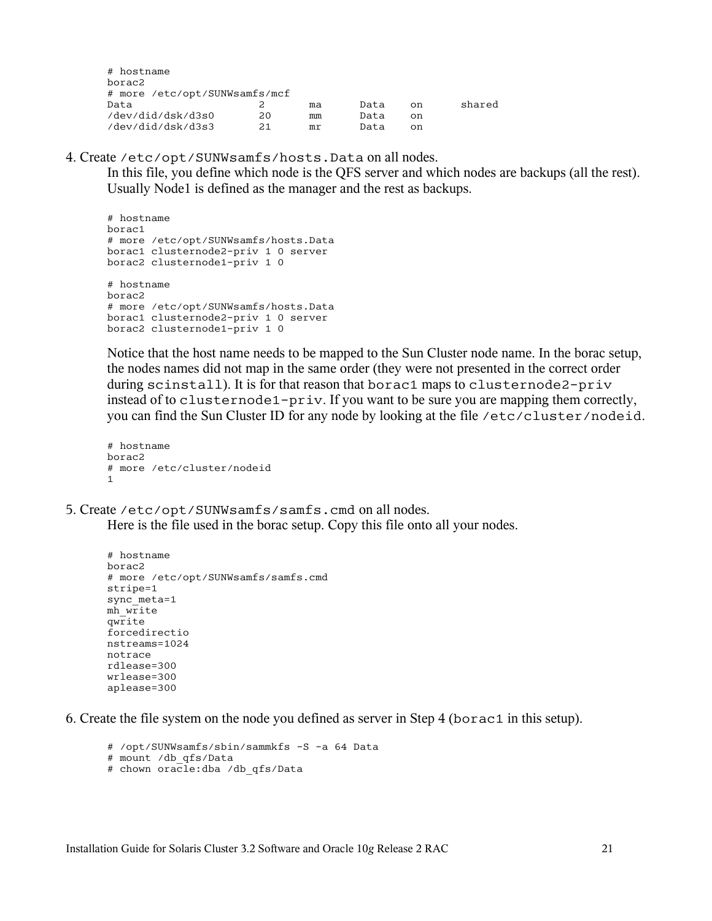```
# hostname
borac2
# more /etc/opt/SUNWsamfs/mcf
Data                    2       ma      Data    on      shared
/dev/did/dsk/d3s0       20      mm      Data    on
/dev/did/dsk/d3s3       21      mr      Data    on
```

4. Create `/etc/opt/SUNWsamfs/hosts.Data` on all nodes.
   In this file, you define which node is the QFS server and which nodes are backups (all the rest). Usually Node1 is defined as the manager and the rest as backups.

```
# hostname
borac1
# more /etc/opt/SUNWsamfs/hosts.Data
borac1 clusternode2-priv 1 0 server
borac2 clusternode1-priv 1 0

# hostname
borac2
# more /etc/opt/SUNWsamfs/hosts.Data
borac1 clusternode2-priv 1 0 server
borac2 clusternode1-priv 1 0
```

   Notice that the host name needs to be mapped to the Sun Cluster node name. In the borac setup, the nodes names did not map in the same order (they were not presented in the correct order during `scinstall`). It is for that reason that `borac1` maps to `clusternode2-priv` instead of to `clusternode1-priv`. If you want to be sure you are mapping them correctly, you can find the Sun Cluster ID for any node by looking at the file `/etc/cluster/nodeid`.

```
# hostname
borac2
# more /etc/cluster/nodeid
1
```

5. Create `/etc/opt/SUNWsamfs/samfs.cmd` on all nodes.
   Here is the file used in the borac setup. Copy this file onto all your nodes.

```
# hostname
borac2
# more /etc/opt/SUNWsamfs/samfs.cmd
stripe=1
sync_meta=1
mh_write
qwrite
forcedirectio
nstreams=1024
notrace
rdlease=300
wrlease=300
aplease=300
```

6. Create the file system on the node you defined as server in Step 4 (`borac1` in this setup).

```
# /opt/SUNWsamfs/sbin/sammkfs -S -a 64 Data
# mount /db_qfs/Data
# chown oracle:dba /db_qfs/Data
```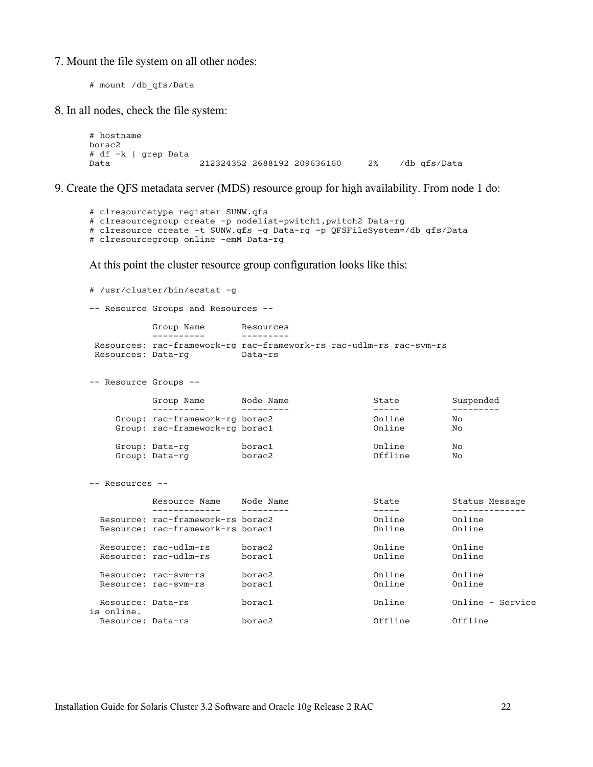7. Mount the file system on all other nodes:

```
# mount /db_qfs/Data
```

8. In all nodes, check the file system:

```
# hostname
borac2
# df -k | grep Data
Data                 212324352 2688192 209636160     2%    /db_qfs/Data
```

9. Create the QFS metadata server (MDS) resource group for high availability. From node 1 do:

```
# clresourcetype register SUNW.qfs
# clresourcegroup create -p nodelist=pwitch1,pwitch2 Data-rg
# clresource create -t SUNW.qfs -g Data-rg -p QFSFileSystem=/db_qfs/Data
# clresourcegroup online -emM Data-rg
```

At this point the cluster resource group configuration looks like this:

```
# /usr/cluster/bin/scstat -g

-- Resource Groups and Resources --

            Group Name       Resources
            ----------       ---------
 Resources: rac-framework-rg rac-framework-rs rac-udlm-rs rac-svm-rs
 Resources: Data-rg          Data-rs


-- Resource Groups --

            Group Name       Node Name                 State          Suspended
            ----------       ---------                 -----          ---------
     Group: rac-framework-rg borac2                    Online         No
     Group: rac-framework-rg borac1                    Online         No

     Group: Data-rg          borac1                    Online         No
     Group: Data-rg          borac2                    Offline        No


-- Resources --

            Resource Name    Node Name                 State          Status Message
            -------------    ---------                 -----          --------------
  Resource: rac-framework-rs borac2                    Online         Online
  Resource: rac-framework-rs borac1                    Online         Online

  Resource: rac-udlm-rs      borac2                    Online         Online
  Resource: rac-udlm-rs      borac1                    Online         Online

  Resource: rac-svm-rs       borac2                    Online         Online
  Resource: rac-svm-rs       borac1                    Online         Online

  Resource: Data-rs          borac1                    Online         Online - Service
is online.
  Resource: Data-rs          borac2                    Offline        Offline
```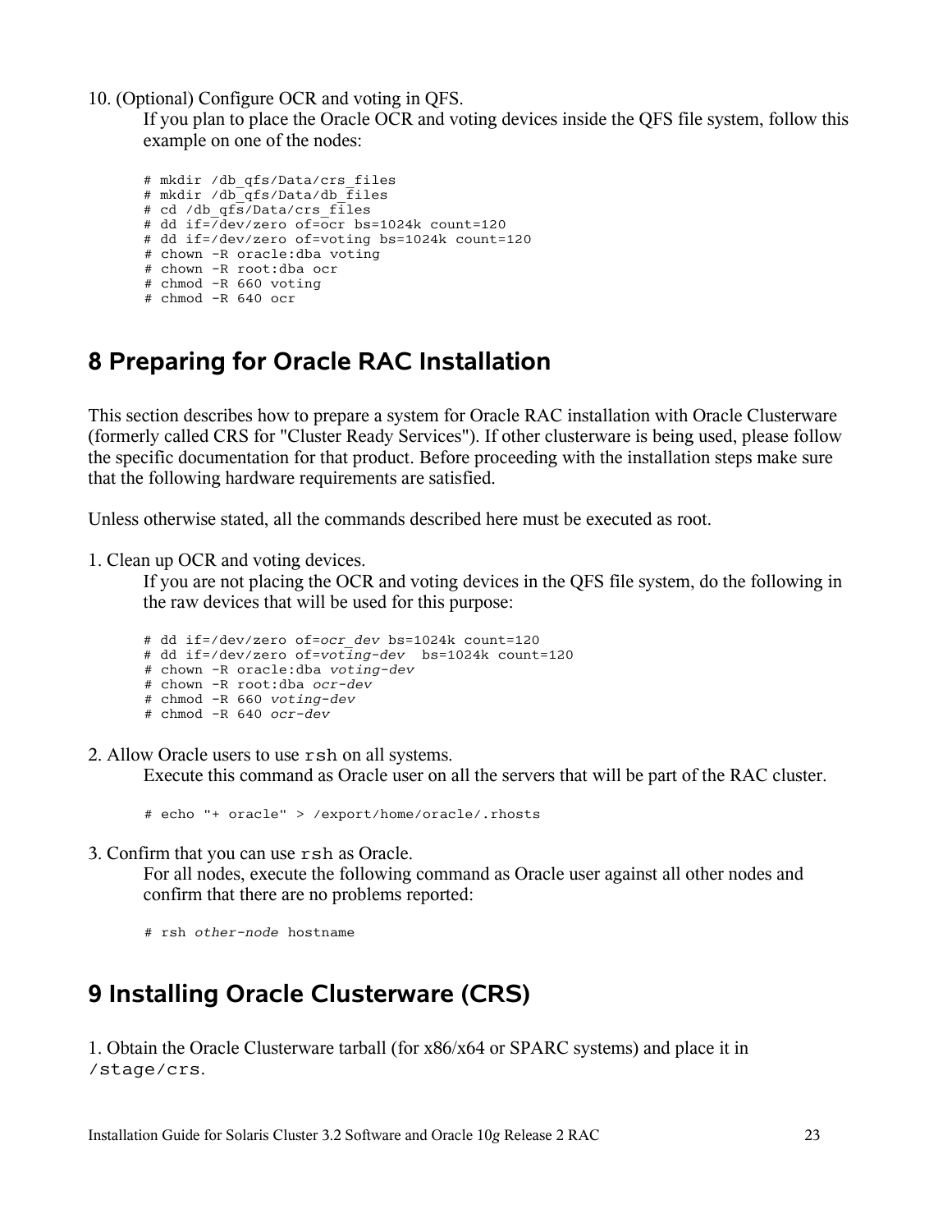10. (Optional) Configure OCR and voting in QFS.

If you plan to place the Oracle OCR and voting devices inside the QFS file system, follow this example on one of the nodes:

```
# mkdir /db_qfs/Data/crs_files
# mkdir /db_qfs/Data/db_files
# cd /db_qfs/Data/crs_files
# dd if=/dev/zero of=ocr bs=1024k count=120
# dd if=/dev/zero of=voting bs=1024k count=120
# chown -R oracle:dba voting
# chown -R root:dba ocr
# chmod -R 660 voting
# chmod -R 640 ocr
```

## 8 Preparing for Oracle RAC Installation

This section describes how to prepare a system for Oracle RAC installation with Oracle Clusterware (formerly called CRS for "Cluster Ready Services"). If other clusterware is being used, please follow the specific documentation for that product. Before proceeding with the installation steps make sure that the following hardware requirements are satisfied.

Unless otherwise stated, all the commands described here must be executed as root.

1. Clean up OCR and voting devices.

If you are not placing the OCR and voting devices in the QFS file system, do the following in the raw devices that will be used for this purpose:

```
# dd if=/dev/zero of=ocr_dev bs=1024k count=120
# dd if=/dev/zero of=voting-dev  bs=1024k count=120
# chown -R oracle:dba voting-dev
# chown -R root:dba ocr-dev
# chmod -R 660 voting-dev
# chmod -R 640 ocr-dev
```

2. Allow Oracle users to use `rsh` on all systems.

Execute this command as Oracle user on all the servers that will be part of the RAC cluster.

```
# echo "+ oracle" > /export/home/oracle/.rhosts
```

3. Confirm that you can use `rsh` as Oracle.

For all nodes, execute the following command as Oracle user against all other nodes and confirm that there are no problems reported:

```
# rsh other-node hostname
```

## 9 Installing Oracle Clusterware (CRS)

1. Obtain the Oracle Clusterware tarball (for x86/x64 or SPARC systems) and place it in `/stage/crs`.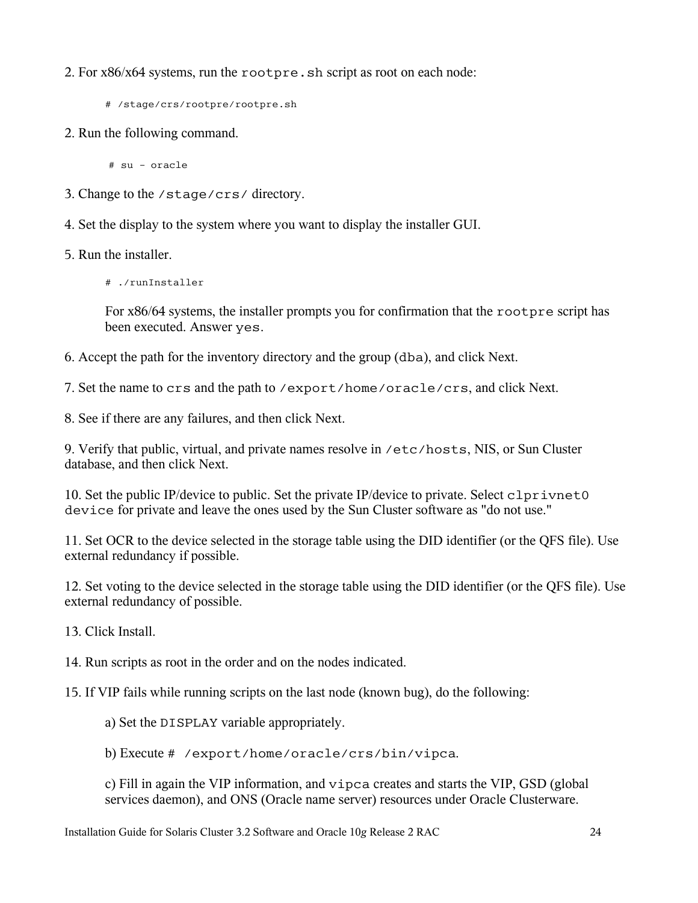2. For x86/x64 systems, run the `rootpre.sh` script as root on each node:

```
# /stage/crs/rootpre/rootpre.sh
```

2. Run the following command.

```
# su - oracle
```

3. Change to the `/stage/crs/` directory.

4. Set the display to the system where you want to display the installer GUI.

5. Run the installer.

```
# ./runInstaller
```

For x86/64 systems, the installer prompts you for confirmation that the `rootpre` script has been executed. Answer `yes`.

6. Accept the path for the inventory directory and the group (`dba`), and click Next.

7. Set the name to `crs` and the path to `/export/home/oracle/crs`, and click Next.

8. See if there are any failures, and then click Next.

9. Verify that public, virtual, and private names resolve in `/etc/hosts`, NIS, or Sun Cluster database, and then click Next.

10. Set the public IP/device to public. Set the private IP/device to private. Select `clprivnet0 device` for private and leave the ones used by the Sun Cluster software as "do not use."

11. Set OCR to the device selected in the storage table using the DID identifier (or the QFS file). Use external redundancy if possible.

12. Set voting to the device selected in the storage table using the DID identifier (or the QFS file). Use external redundancy of possible.

13. Click Install.

14. Run scripts as root in the order and on the nodes indicated.

15. If VIP fails while running scripts on the last node (known bug), do the following:

   a) Set the `DISPLAY` variable appropriately.

   b) Execute `# /export/home/oracle/crs/bin/vipca`.

   c) Fill in again the VIP information, and `vipca` creates and starts the VIP, GSD (global services daemon), and ONS (Oracle name server) resources under Oracle Clusterware.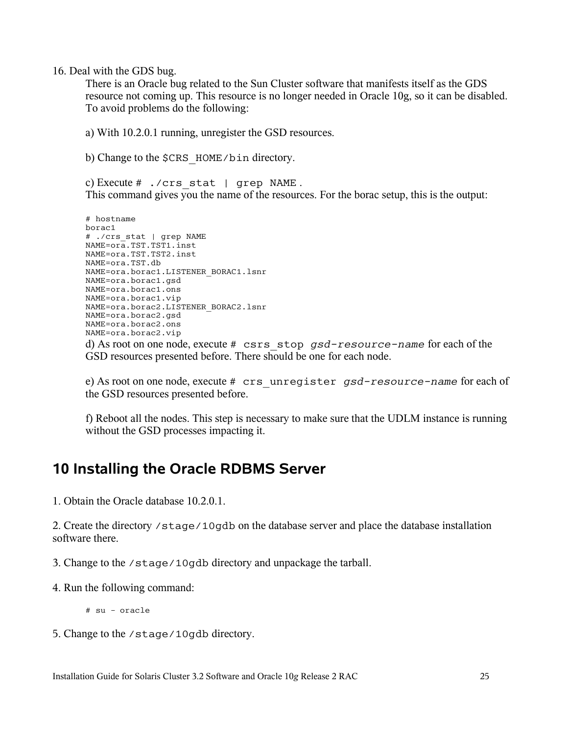16. Deal with the GDS bug.

   There is an Oracle bug related to the Sun Cluster software that manifests itself as the GDS resource not coming up. This resource is no longer needed in Oracle 10g, so it can be disabled. To avoid problems do the following:

   a) With 10.2.0.1 running, unregister the GSD resources.

   b) Change to the `$CRS_HOME/bin` directory.

   c) Execute `# ./crs_stat | grep NAME` .
   This command gives you the name of the resources. For the borac setup, this is the output:

```
# hostname
borac1
# ./crs_stat | grep NAME
NAME=ora.TST.TST1.inst
NAME=ora.TST.TST2.inst
NAME=ora.TST.db
NAME=ora.borac1.LISTENER_BORAC1.lsnr
NAME=ora.borac1.gsd
NAME=ora.borac1.ons
NAME=ora.borac1.vip
NAME=ora.borac2.LISTENER_BORAC2.lsnr
NAME=ora.borac2.gsd
NAME=ora.borac2.ons
NAME=ora.borac2.vip
```

   d) As root on one node, execute `# csrs_stop` *`gsd-resource-name`* for each of the GSD resources presented before. There should be one for each node.

   e) As root on one node, execute `# crs_unregister` *`gsd-resource-name`* for each of the GSD resources presented before.

   f) Reboot all the nodes. This step is necessary to make sure that the UDLM instance is running without the GSD processes impacting it.

## 10 Installing the Oracle RDBMS Server

1. Obtain the Oracle database 10.2.0.1.

2. Create the directory `/stage/10gdb` on the database server and place the database installation software there.

3. Change to the `/stage/10gdb` directory and unpackage the tarball.

4. Run the following command:

```
# su - oracle
```

5. Change to the `/stage/10gdb` directory.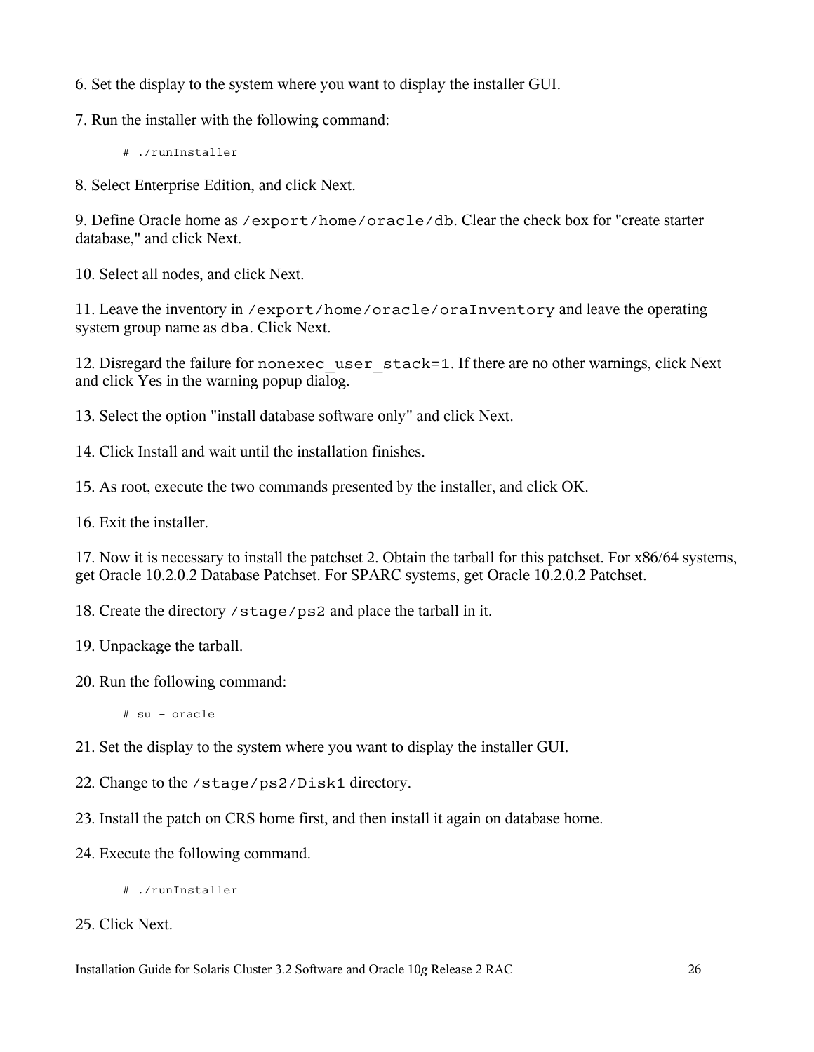6. Set the display to the system where you want to display the installer GUI.

7. Run the installer with the following command:

```
# ./runInstaller
```

8. Select Enterprise Edition, and click Next.

9. Define Oracle home as `/export/home/oracle/db`. Clear the check box for "create starter database," and click Next.

10. Select all nodes, and click Next.

11. Leave the inventory in `/export/home/oracle/oraInventory` and leave the operating system group name as `dba`. Click Next.

12. Disregard the failure for `nonexec_user_stack=1`. If there are no other warnings, click Next and click Yes in the warning popup dialog.

13. Select the option "install database software only" and click Next.

14. Click Install and wait until the installation finishes.

15. As root, execute the two commands presented by the installer, and click OK.

16. Exit the installer.

17. Now it is necessary to install the patchset 2. Obtain the tarball for this patchset. For x86/64 systems, get Oracle 10.2.0.2 Database Patchset. For SPARC systems, get Oracle 10.2.0.2 Patchset.

18. Create the directory `/stage/ps2` and place the tarball in it.

19. Unpackage the tarball.

20. Run the following command:

```
# su - oracle
```

21. Set the display to the system where you want to display the installer GUI.

22. Change to the `/stage/ps2/Disk1` directory.

23. Install the patch on CRS home first, and then install it again on database home.

24. Execute the following command.

```
# ./runInstaller
```

25. Click Next.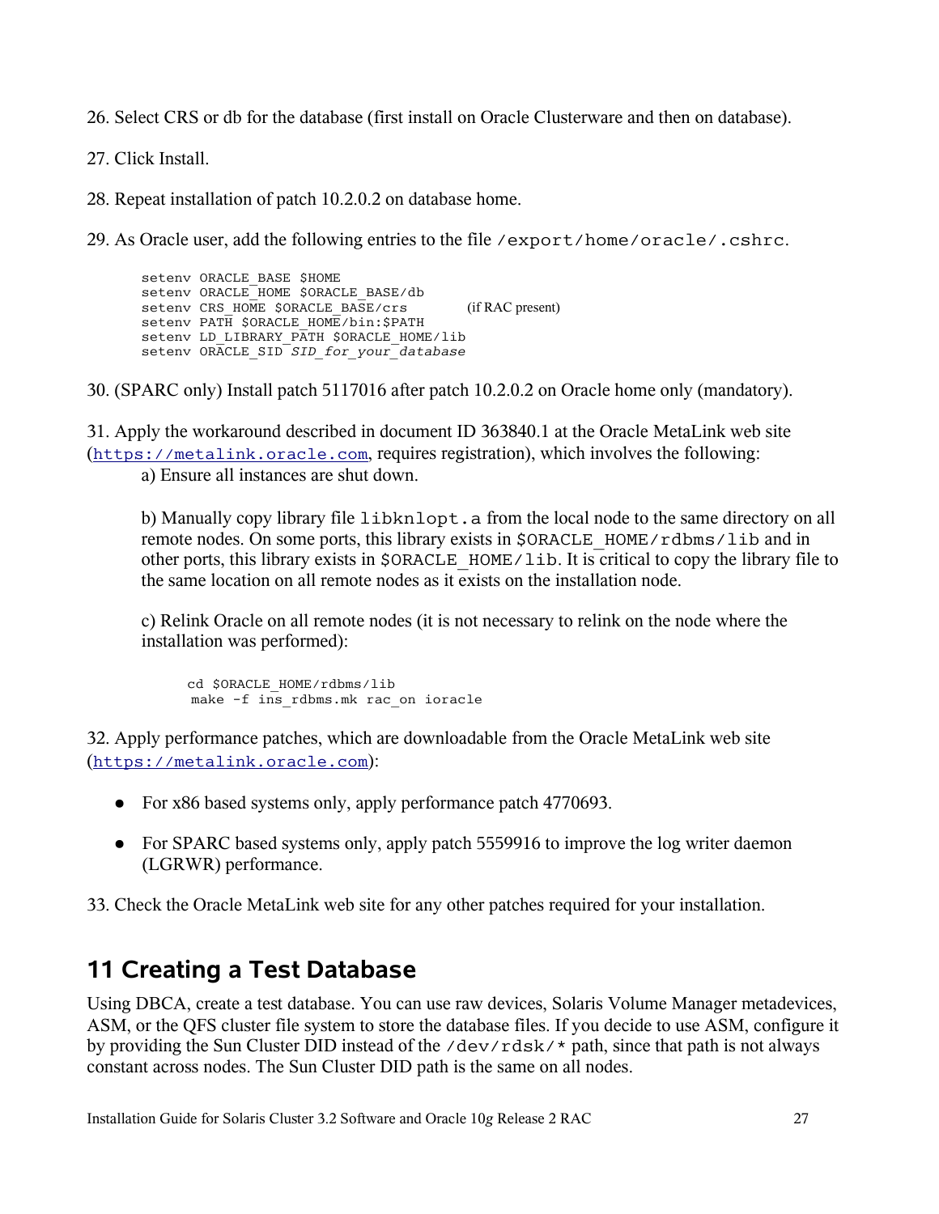26. Select CRS or db for the database (first install on Oracle Clusterware and then on database).

27. Click Install.

28. Repeat installation of patch 10.2.0.2 on database home.

29. As Oracle user, add the following entries to the file `/export/home/oracle/.cshrc`.

```
setenv ORACLE_BASE $HOME
setenv ORACLE_HOME $ORACLE_BASE/db
setenv CRS_HOME $ORACLE_BASE/crs        (if RAC present)
setenv PATH $ORACLE_HOME/bin:$PATH
setenv LD_LIBRARY_PATH $ORACLE_HOME/lib
setenv ORACLE_SID SID_for_your_database
```

30. (SPARC only) Install patch 5117016 after patch 10.2.0.2 on Oracle home only (mandatory).

31. Apply the workaround described in document ID 363840.1 at the Oracle MetaLink web site (https://metalink.oracle.com, requires registration), which involves the following:

   a) Ensure all instances are shut down.

   b) Manually copy library file `libknlopt.a` from the local node to the same directory on all remote nodes. On some ports, this library exists in `$ORACLE_HOME/rdbms/lib` and in other ports, this library exists in `$ORACLE_HOME/lib`. It is critical to copy the library file to the same location on all remote nodes as it exists on the installation node.

   c) Relink Oracle on all remote nodes (it is not necessary to relink on the node where the installation was performed):

```
cd $ORACLE_HOME/rdbms/lib
make -f ins_rdbms.mk rac_on ioracle
```

32. Apply performance patches, which are downloadable from the Oracle MetaLink web site (https://metalink.oracle.com):

- For x86 based systems only, apply performance patch 4770693.
- For SPARC based systems only, apply patch 5559916 to improve the log writer daemon (LGRWR) performance.

33. Check the Oracle MetaLink web site for any other patches required for your installation.

## 11 Creating a Test Database

Using DBCA, create a test database. You can use raw devices, Solaris Volume Manager metadevices, ASM, or the QFS cluster file system to store the database files. If you decide to use ASM, configure it by providing the Sun Cluster DID instead of the `/dev/rdsk/*` path, since that path is not always constant across nodes. The Sun Cluster DID path is the same on all nodes.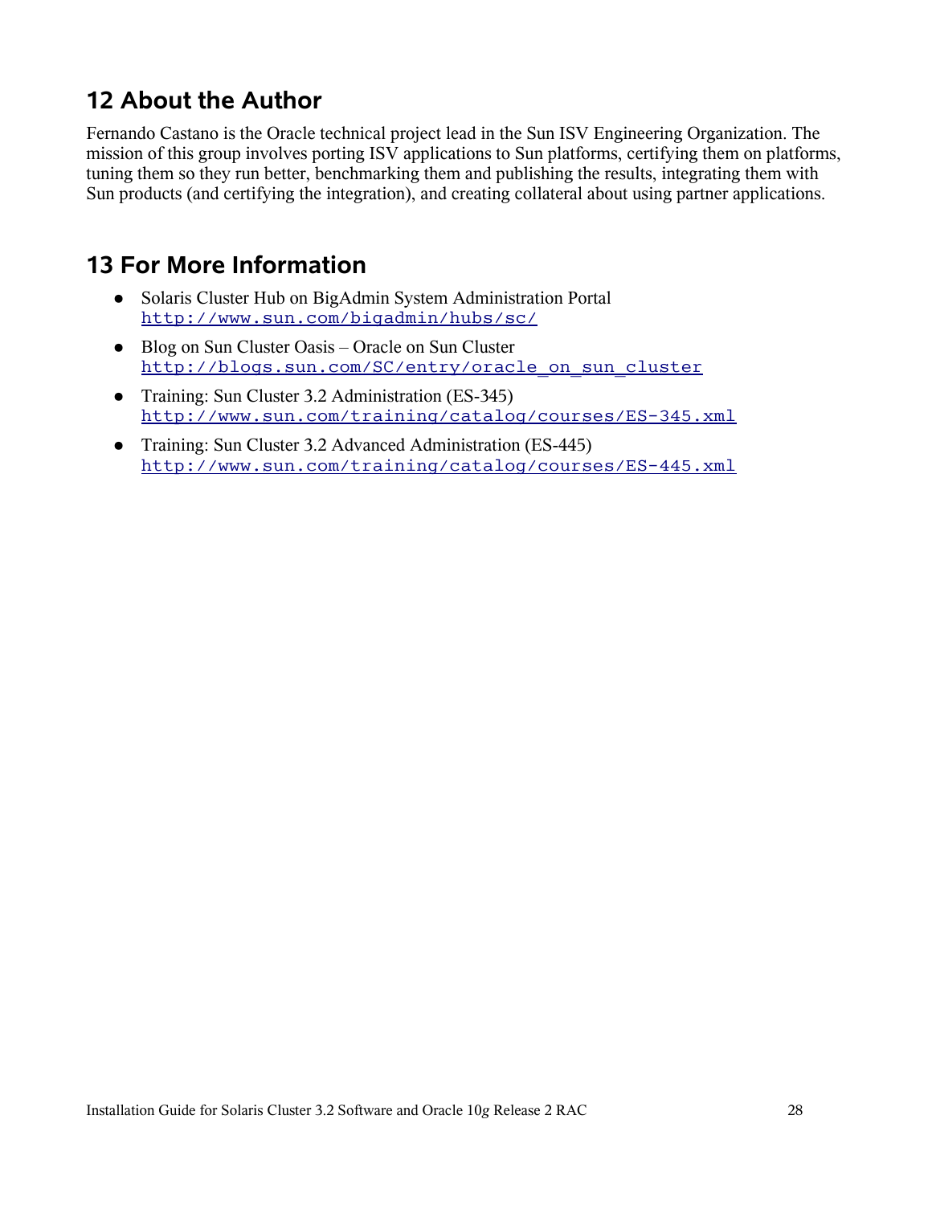## 12 About the Author

Fernando Castano is the Oracle technical project lead in the Sun ISV Engineering Organization. The mission of this group involves porting ISV applications to Sun platforms, certifying them on platforms, tuning them so they run better, benchmarking them and publishing the results, integrating them with Sun products (and certifying the integration), and creating collateral about using partner applications.

## 13 For More Information

- Solaris Cluster Hub on BigAdmin System Administration Portal
  http://www.sun.com/bigadmin/hubs/sc/
- Blog on Sun Cluster Oasis – Oracle on Sun Cluster
  http://blogs.sun.com/SC/entry/oracle_on_sun_cluster
- Training: Sun Cluster 3.2 Administration (ES-345)
  http://www.sun.com/training/catalog/courses/ES-345.xml
- Training: Sun Cluster 3.2 Advanced Administration (ES-445)
  http://www.sun.com/training/catalog/courses/ES-445.xml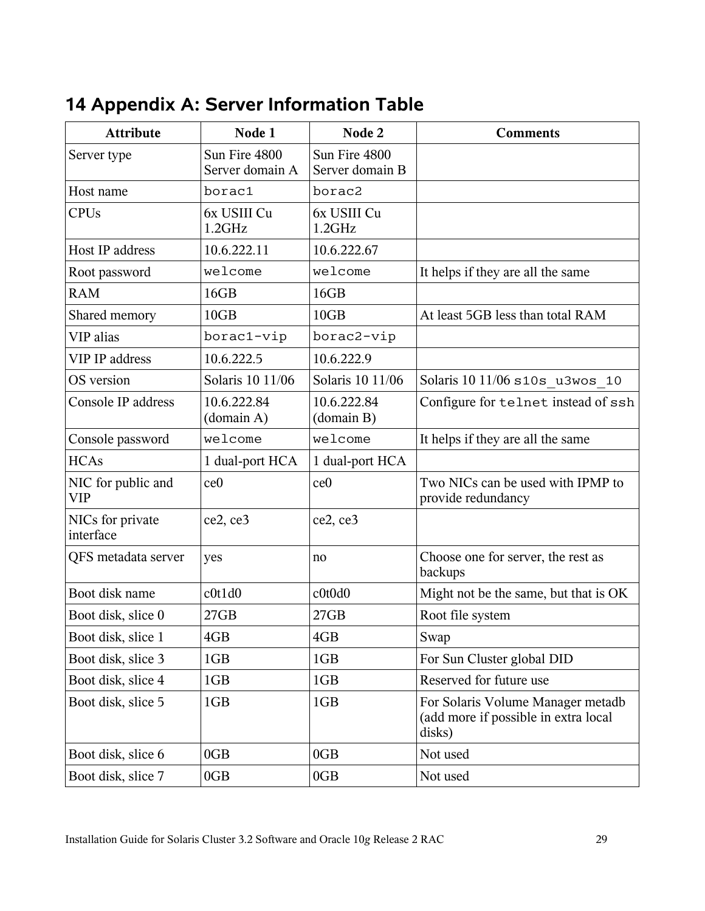# 14 Appendix A: Server Information Table

| Attribute | Node 1 | Node 2 | Comments |
|---|---|---|---|
| Server type | Sun Fire 4800 Server domain A | Sun Fire 4800 Server domain B | |
| Host name | `borac1` | `borac2` | |
| CPUs | 6x USIII Cu 1.2GHz | 6x USIII Cu 1.2GHz | |
| Host IP address | 10.6.222.11 | 10.6.222.67 | |
| Root password | `welcome` | `welcome` | It helps if they are all the same |
| RAM | 16GB | 16GB | |
| Shared memory | 10GB | 10GB | At least 5GB less than total RAM |
| VIP alias | `borac1-vip` | `borac2-vip` | |
| VIP IP address | 10.6.222.5 | 10.6.222.9 | |
| OS version | Solaris 10 11/06 | Solaris 10 11/06 | Solaris 10 11/06 `s10s_u3wos_10` |
| Console IP address | 10.6.222.84 (domain A) | 10.6.222.84 (domain B) | Configure for `telnet` instead of `ssh` |
| Console password | `welcome` | `welcome` | It helps if they are all the same |
| HCAs | 1 dual-port HCA | 1 dual-port HCA | |
| NIC for public and VIP | ce0 | ce0 | Two NICs can be used with IPMP to provide redundancy |
| NICs for private interface | ce2, ce3 | ce2, ce3 | |
| QFS metadata server | yes | no | Choose one for server, the rest as backups |
| Boot disk name | c0t1d0 | c0t0d0 | Might not be the same, but that is OK |
| Boot disk, slice 0 | 27GB | 27GB | Root file system |
| Boot disk, slice 1 | 4GB | 4GB | Swap |
| Boot disk, slice 3 | 1GB | 1GB | For Sun Cluster global DID |
| Boot disk, slice 4 | 1GB | 1GB | Reserved for future use |
| Boot disk, slice 5 | 1GB | 1GB | For Solaris Volume Manager metadb (add more if possible in extra local disks) |
| Boot disk, slice 6 | 0GB | 0GB | Not used |
| Boot disk, slice 7 | 0GB | 0GB | Not used |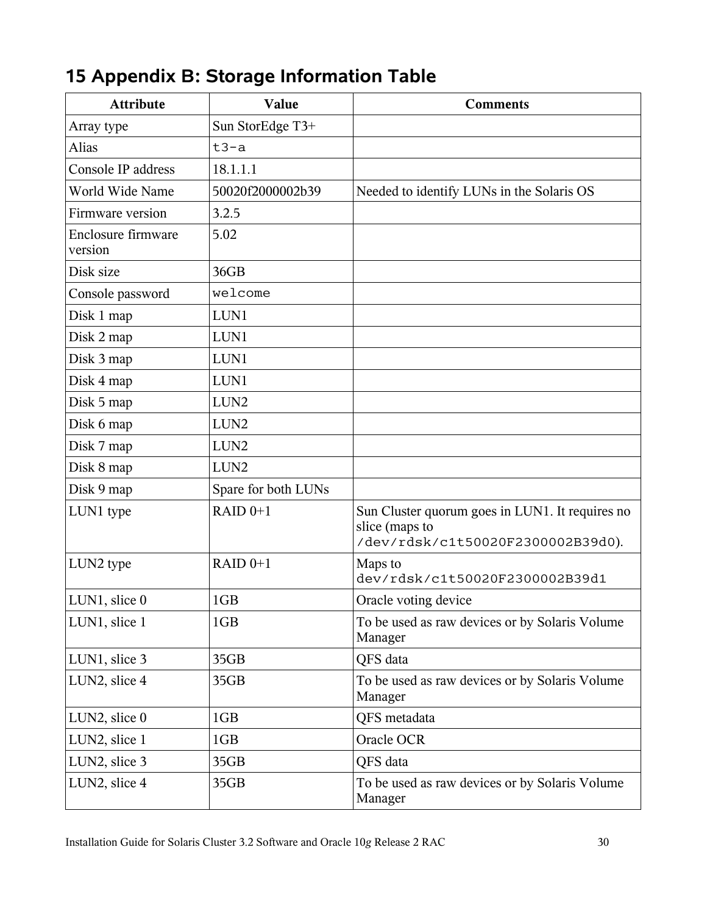## 15 Appendix B: Storage Information Table

| Attribute | Value | Comments |
|---|---|---|
| Array type | Sun StorEdge T3+ | |
| Alias | `t3-a` | |
| Console IP address | 18.1.1.1 | |
| World Wide Name | 50020f2000002b39 | Needed to identify LUNs in the Solaris OS |
| Firmware version | 3.2.5 | |
| Enclosure firmware version | 5.02 | |
| Disk size | 36GB | |
| Console password | `welcome` | |
| Disk 1 map | LUN1 | |
| Disk 2 map | LUN1 | |
| Disk 3 map | LUN1 | |
| Disk 4 map | LUN1 | |
| Disk 5 map | LUN2 | |
| Disk 6 map | LUN2 | |
| Disk 7 map | LUN2 | |
| Disk 8 map | LUN2 | |
| Disk 9 map | Spare for both LUNs | |
| LUN1 type | RAID 0+1 | Sun Cluster quorum goes in LUN1. It requires no slice (maps to `/dev/rdsk/c1t50020F2300002B39d0`). |
| LUN2 type | RAID 0+1 | Maps to `dev/rdsk/c1t50020F2300002B39d1` |
| LUN1, slice 0 | 1GB | Oracle voting device |
| LUN1, slice 1 | 1GB | To be used as raw devices or by Solaris Volume Manager |
| LUN1, slice 3 | 35GB | QFS data |
| LUN2, slice 4 | 35GB | To be used as raw devices or by Solaris Volume Manager |
| LUN2, slice 0 | 1GB | QFS metadata |
| LUN2, slice 1 | 1GB | Oracle OCR |
| LUN2, slice 3 | 35GB | QFS data |
| LUN2, slice 4 | 35GB | To be used as raw devices or by Solaris Volume Manager |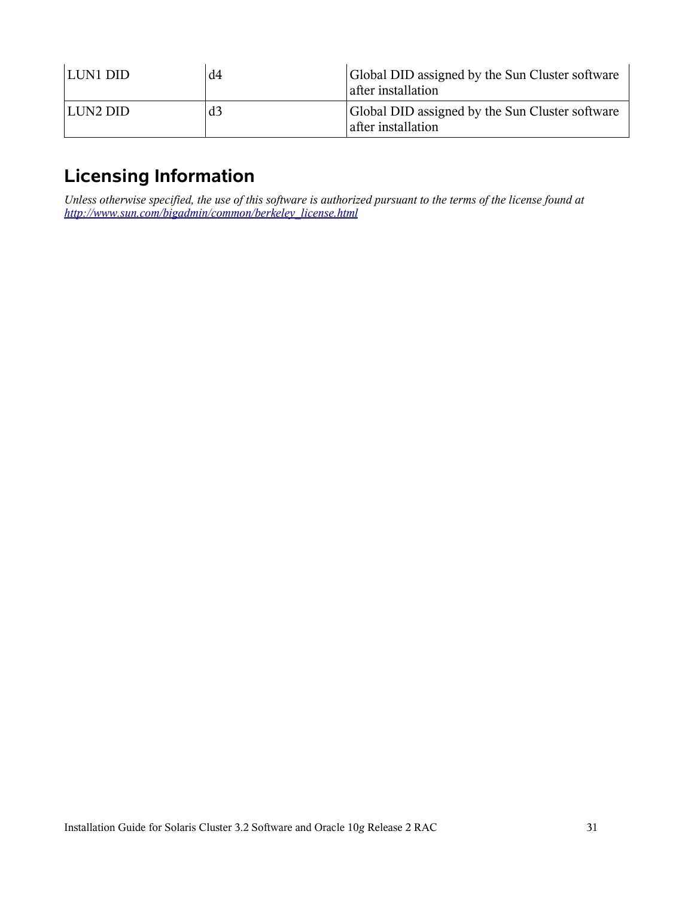| | | |
|---|---|---|
| LUN1 DID | d4 | Global DID assigned by the Sun Cluster software after installation |
| LUN2 DID | d3 | Global DID assigned by the Sun Cluster software after installation |

## Licensing Information

*Unless otherwise specified, the use of this software is authorized pursuant to the terms of the license found at [http://www.sun.com/bigadmin/common/berkeley_license.html](http://www.sun.com/bigadmin/common/berkeley_license.html)*